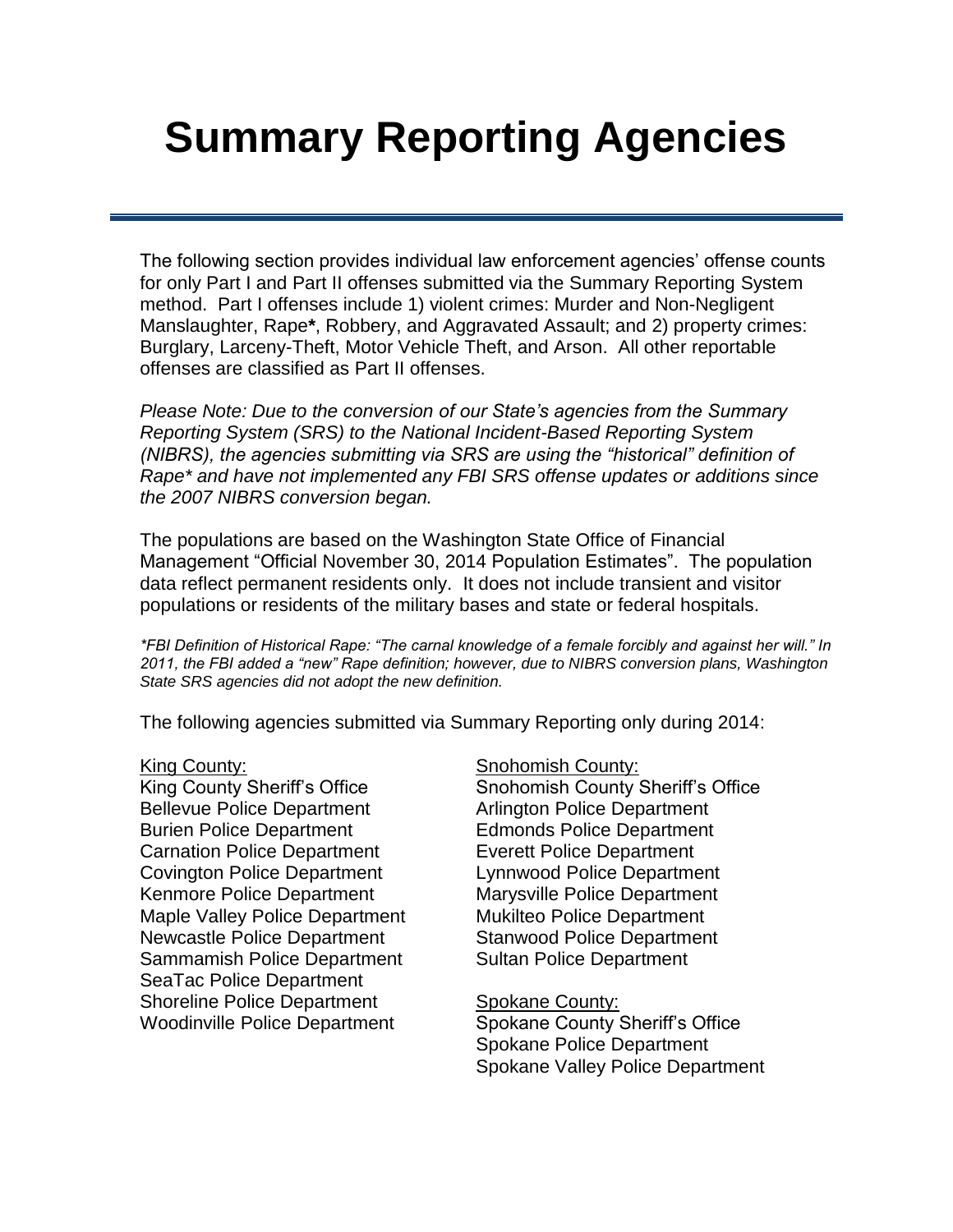# Summary Reporting Agencies

The following section provides individual law enforcement agencies' offense counts for only Part I and Part II offenses submitted via the Summary Reporting System method. Part I offenses include 1) violent crimes: Murder and Non-Negligent Manslaughter, Rape**\***, Robbery, and Aggravated Assault; and 2) property crimes: Burglary, Larceny-Theft, Motor Vehicle Theft, and Arson. All other reportable offenses are classified as Part II offenses.

*Please Note: Due to the conversion of our State's agencies from the Summary Reporting System (SRS) to the National Incident-Based Reporting System (NIBRS), the agencies submitting via SRS are using the "historical" definition of Rape\* and have not implemented any FBI SRS offense updates or additions since the 2007 NIBRS conversion began.*

The populations are based on the Washington State Office of Financial Management "Official November 30, 2014 Population Estimates". The population data reflect permanent residents only. It does not include transient and visitor populations or residents of the military bases and state or federal hospitals.

*\*FBI Definition of Historical Rape: "The carnal knowledge of a female forcibly and against her will." In 2011, the FBI added a "new" Rape definition; however, due to NIBRS conversion plans, Washington State SRS agencies did not adopt the new definition.*

The following agencies submitted via Summary Reporting only during 2014:

<u>King County:</u>
King County Sheriff's Office
Bellevue Police Department
Burien Police Department
Carnation Police Department
Covington Police Department
Kenmore Police Department
Maple Valley Police Department
Newcastle Police Department
Sammamish Police Department
SeaTac Police Department
Shoreline Police Department
Woodinville Police Department

<u>Snohomish County:</u>
Snohomish County Sheriff's Office
Arlington Police Department
Edmonds Police Department
Everett Police Department
Lynnwood Police Department
Marysville Police Department
Mukilteo Police Department
Stanwood Police Department
Sultan Police Department

<u>Spokane County:</u>
Spokane County Sheriff's Office
Spokane Police Department
Spokane Valley Police Department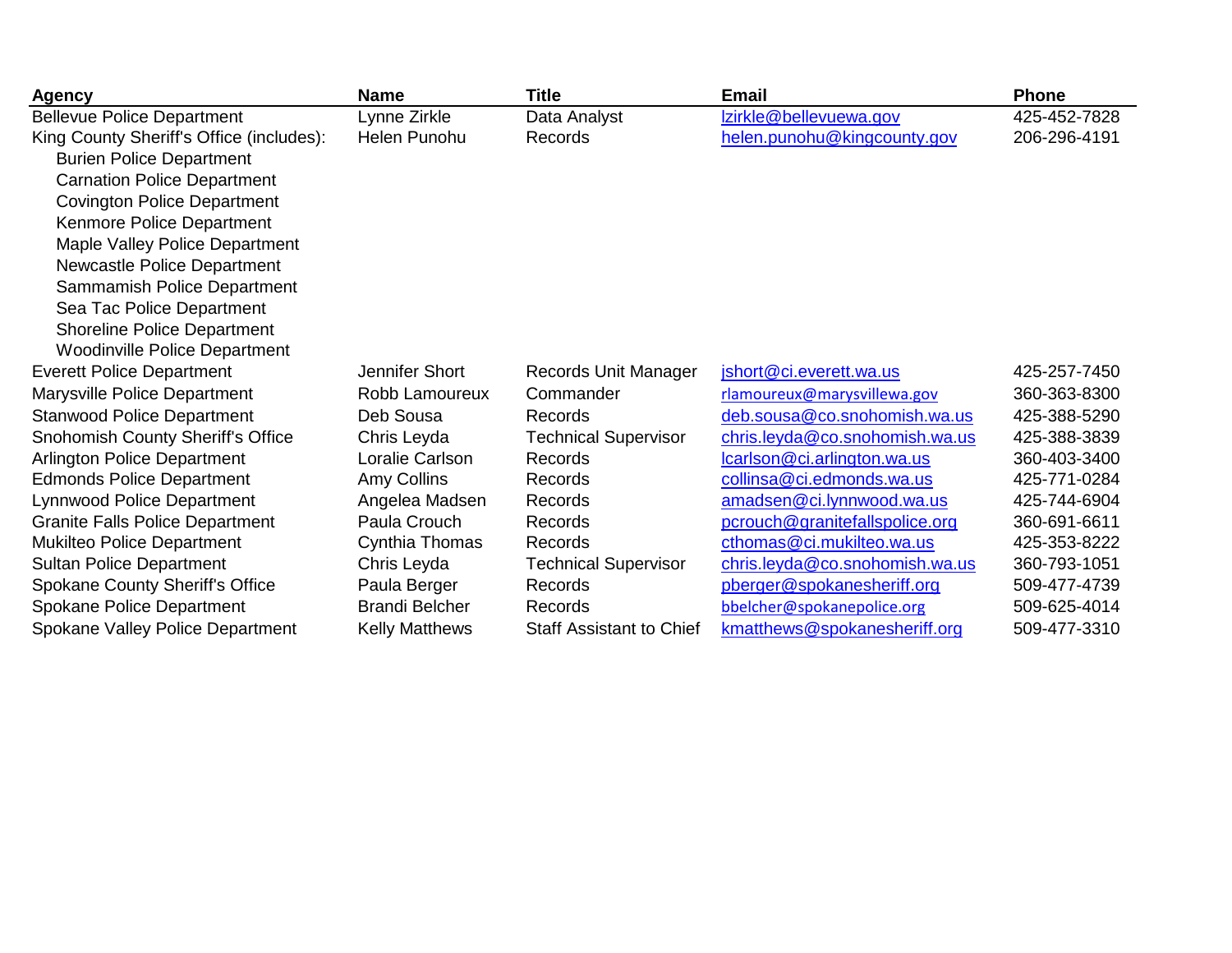| Agency | Name | Title | Email | Phone |
|---|---|---|---|---|
| Bellevue Police Department | Lynne Zirkle | Data Analyst | lzirkle@bellevuewa.gov | 425-452-7828 |
| King County Sheriff's Office (includes): | Helen Punohu | Records | helen.punohu@kingcounty.gov | 206-296-4191 |
| Burien Police Department | | | | |
| Carnation Police Department | | | | |
| Covington Police Department | | | | |
| Kenmore Police Department | | | | |
| Maple Valley Police Department | | | | |
| Newcastle Police Department | | | | |
| Sammamish Police Department | | | | |
| Sea Tac Police Department | | | | |
| Shoreline Police Department | | | | |
| Woodinville Police Department | | | | |
| Everett Police Department | Jennifer Short | Records Unit Manager | jshort@ci.everett.wa.us | 425-257-7450 |
| Marysville Police Department | Robb Lamoureux | Commander | rlamoureux@marysvillewa.gov | 360-363-8300 |
| Stanwood Police Department | Deb Sousa | Records | deb.sousa@co.snohomish.wa.us | 425-388-5290 |
| Snohomish County Sheriff's Office | Chris Leyda | Technical Supervisor | chris.leyda@co.snohomish.wa.us | 425-388-3839 |
| Arlington Police Department | Loralie Carlson | Records | lcarlson@ci.arlington.wa.us | 360-403-3400 |
| Edmonds Police Department | Amy Collins | Records | collinsa@ci.edmonds.wa.us | 425-771-0284 |
| Lynnwood Police Department | Angelea Madsen | Records | amadsen@ci.lynnwood.wa.us | 425-744-6904 |
| Granite Falls Police Department | Paula Crouch | Records | pcrouch@granitefallspolice.org | 360-691-6611 |
| Mukilteo Police Department | Cynthia Thomas | Records | cthomas@ci.mukilteo.wa.us | 425-353-8222 |
| Sultan Police Department | Chris Leyda | Technical Supervisor | chris.leyda@co.snohomish.wa.us | 360-793-1051 |
| Spokane County Sheriff's Office | Paula Berger | Records | pberger@spokanesheriff.org | 509-477-4739 |
| Spokane Police Department | Brandi Belcher | Records | bbelcher@spokanepolice.org | 509-625-4014 |
| Spokane Valley Police Department | Kelly Matthews | Staff Assistant to Chief | kmatthews@spokanesheriff.org | 509-477-3310 |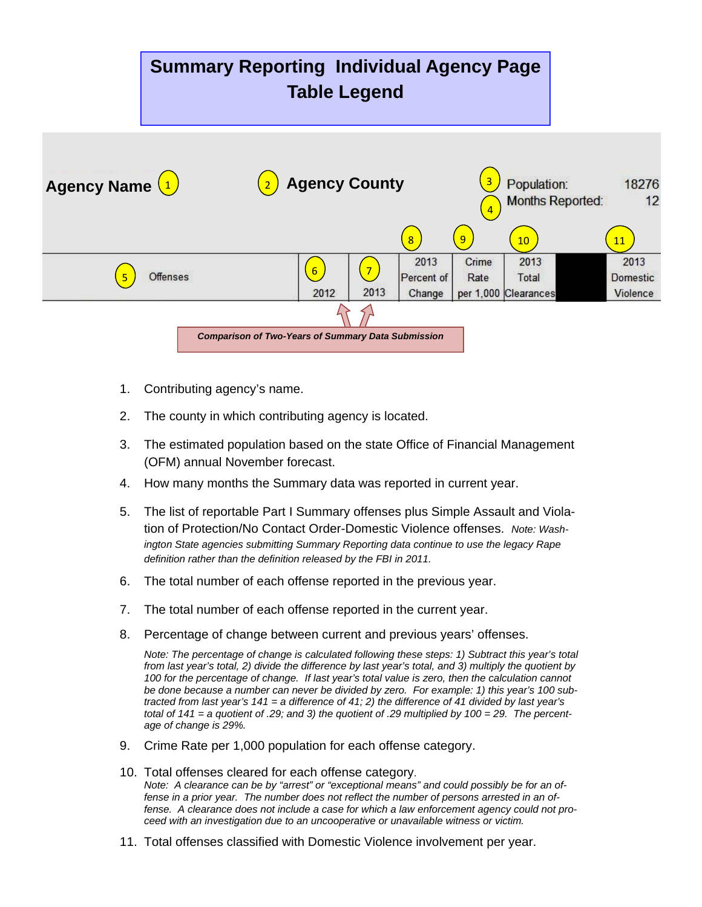# Summary Reporting Individual Agency Page Table Legend

**Agency Name** (1) &nbsp;&nbsp; (2) **Agency County** &nbsp;&nbsp; (3) Population: 18276 &nbsp;&nbsp; (4) Months Reported: 12

| (5) Offenses | (6) 2012 | (7) 2013 | (8) 2013 Percent of Change | (9) Crime Rate per 1,000 | (10) 2013 Total Clearances | | (11) 2013 Domestic Violence |
|---|---|---|---|---|---|---|---|

***Comparison of Two-Years of Summary Data Submission***

1. Contributing agency's name.
2. The county in which contributing agency is located.
3. The estimated population based on the state Office of Financial Management (OFM) annual November forecast.
4. How many months the Summary data was reported in current year.
5. The list of reportable Part I Summary offenses plus Simple Assault and Violation of Protection/No Contact Order-Domestic Violence offenses. *Note: Washington State agencies submitting Summary Reporting data continue to use the legacy Rape definition rather than the definition released by the FBI in 2011.*
6. The total number of each offense reported in the previous year.
7. The total number of each offense reported in the current year.
8. Percentage of change between current and previous years' offenses.

   *Note: The percentage of change is calculated following these steps: 1) Subtract this year's total from last year's total, 2) divide the difference by last year's total, and 3) multiply the quotient by 100 for the percentage of change. If last year's total value is zero, then the calculation cannot be done because a number can never be divided by zero. For example: 1) this year's 100 subtracted from last year's 141 = a difference of 41; 2) the difference of 41 divided by last year's total of 141 = a quotient of .29; and 3) the quotient of .29 multiplied by 100 = 29. The percentage of change is 29%.*

9. Crime Rate per 1,000 population for each offense category.
10. Total offenses cleared for each offense category.
    *Note: A clearance can be by "arrest" or "exceptional means" and could possibly be for an offense in a prior year. The number does not reflect the number of persons arrested in an offense. A clearance does not include a case for which a law enforcement agency could not proceed with an investigation due to an uncooperative or unavailable witness or victim.*
11. Total offenses classified with Domestic Violence involvement per year.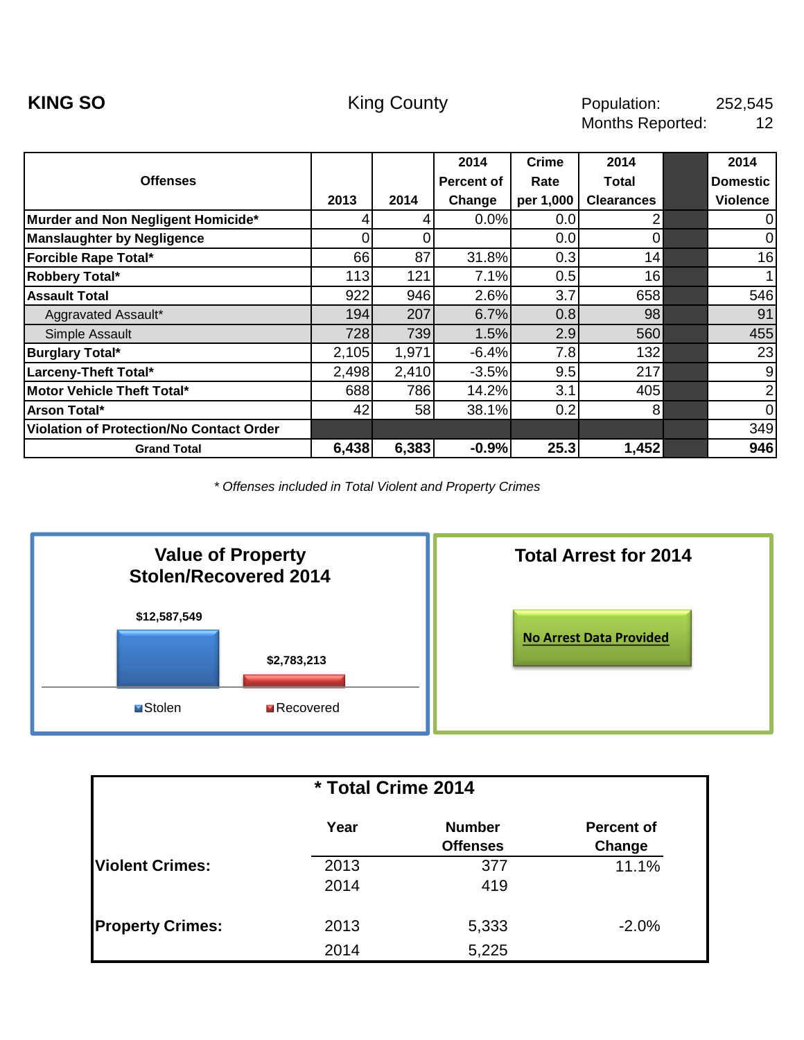**KING SO** King County Population: 252,545
Months Reported: 12

| Offenses | 2013 | 2014 | 2014 Percent of Change | Crime Rate per 1,000 | 2014 Total Clearances | | 2014 Domestic Violence |
|---|---|---|---|---|---|---|---|
| **Murder and Non Negligent Homicide*** | 4 | 4 | 0.0% | 0.0 | 2 | | 0 |
| **Manslaughter by Negligence** | 0 | 0 | | 0.0 | 0 | | 0 |
| **Forcible Rape Total*** | 66 | 87 | 31.8% | 0.3 | 14 | | 16 |
| **Robbery Total*** | 113 | 121 | 7.1% | 0.5 | 16 | | 1 |
| **Assault Total** | 922 | 946 | 2.6% | 3.7 | 658 | | 546 |
| Aggravated Assault* | 194 | 207 | 6.7% | 0.8 | 98 | | 91 |
| Simple Assault | 728 | 739 | 1.5% | 2.9 | 560 | | 455 |
| **Burglary Total*** | 2,105 | 1,971 | -6.4% | 7.8 | 132 | | 23 |
| **Larceny-Theft Total*** | 2,498 | 2,410 | -3.5% | 9.5 | 217 | | 9 |
| **Motor Vehicle Theft Total*** | 688 | 786 | 14.2% | 3.1 | 405 | | 2 |
| **Arson Total*** | 42 | 58 | 38.1% | 0.2 | 8 | | 0 |
| **Violation of Protection/No Contact Order** | | | | | | | 349 |
| **Grand Total** | **6,438** | **6,383** | **-0.9%** | **25.3** | **1,452** | | **946** |

*\* Offenses included in Total Violent and Property Crimes*

**Value of Property Stolen/Recovered 2014**

| | Value |
|---|---|
| Stolen | $12,587,549 |
| Recovered | $2,783,213 |

**Total Arrest for 2014**

No Arrest Data Provided

**\* Total Crime 2014**

| | Year | Number Offenses | Percent of Change |
|---|---|---|---|
| **Violent Crimes:** | 2013 | 377 | 11.1% |
| | 2014 | 419 | |
| **Property Crimes:** | 2013 | 5,333 | -2.0% |
| | 2014 | 5,225 | |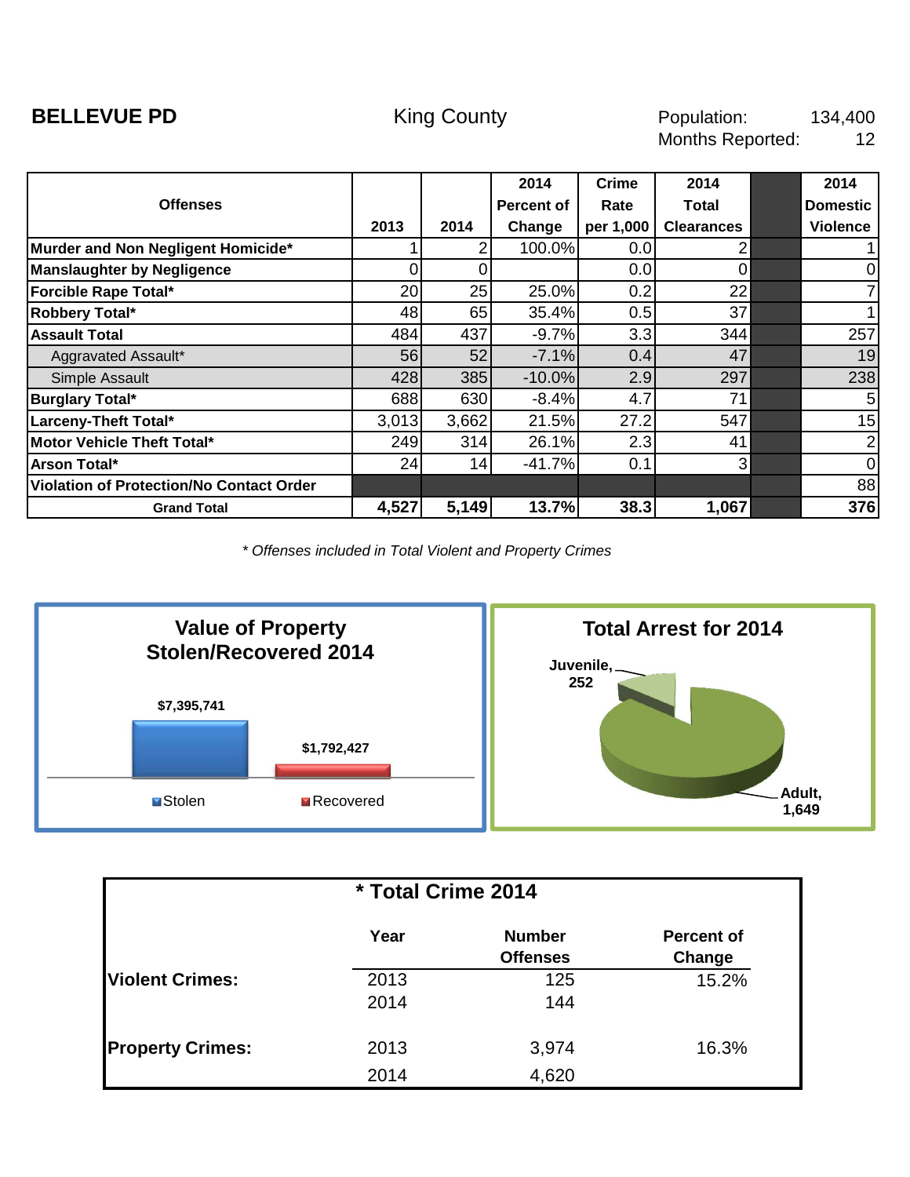**BELLEVUE PD** King County

Population: 134,400
Months Reported: 12

| Offenses | 2013 | 2014 | 2014 Percent of Change | Crime Rate per 1,000 | 2014 Total Clearances | | 2014 Domestic Violence |
|---|---|---|---|---|---|---|---|
| **Murder and Non Negligent Homicide*** | 1 | 2 | 100.0% | 0.0 | 2 | | 1 |
| **Manslaughter by Negligence** | 0 | 0 | | 0.0 | 0 | | 0 |
| **Forcible Rape Total*** | 20 | 25 | 25.0% | 0.2 | 22 | | 7 |
| **Robbery Total*** | 48 | 65 | 35.4% | 0.5 | 37 | | 1 |
| **Assault Total** | 484 | 437 | -9.7% | 3.3 | 344 | | 257 |
| Aggravated Assault* | 56 | 52 | -7.1% | 0.4 | 47 | | 19 |
| Simple Assault | 428 | 385 | -10.0% | 2.9 | 297 | | 238 |
| **Burglary Total*** | 688 | 630 | -8.4% | 4.7 | 71 | | 5 |
| **Larceny-Theft Total*** | 3,013 | 3,662 | 21.5% | 27.2 | 547 | | 15 |
| **Motor Vehicle Theft Total*** | 249 | 314 | 26.1% | 2.3 | 41 | | 2 |
| **Arson Total*** | 24 | 14 | -41.7% | 0.1 | 3 | | 0 |
| **Violation of Protection/No Contact Order** | | | | | | | 88 |
| **Grand Total** | **4,527** | **5,149** | **13.7%** | **38.3** | **1,067** | | **376** |

*\* Offenses included in Total Violent and Property Crimes*

**Value of Property Stolen/Recovered 2014**

- Stolen: $7,395,741
- Recovered: $1,792,427

**Total Arrest for 2014**

- Juvenile, 252
- Adult, 1,649

**\* Total Crime 2014**

| | Year | Number Offenses | Percent of Change |
|---|---|---|---|
| **Violent Crimes:** | 2013 | 125 | 15.2% |
| | 2014 | 144 | |
| **Property Crimes:** | 2013 | 3,974 | 16.3% |
| | 2014 | 4,620 | |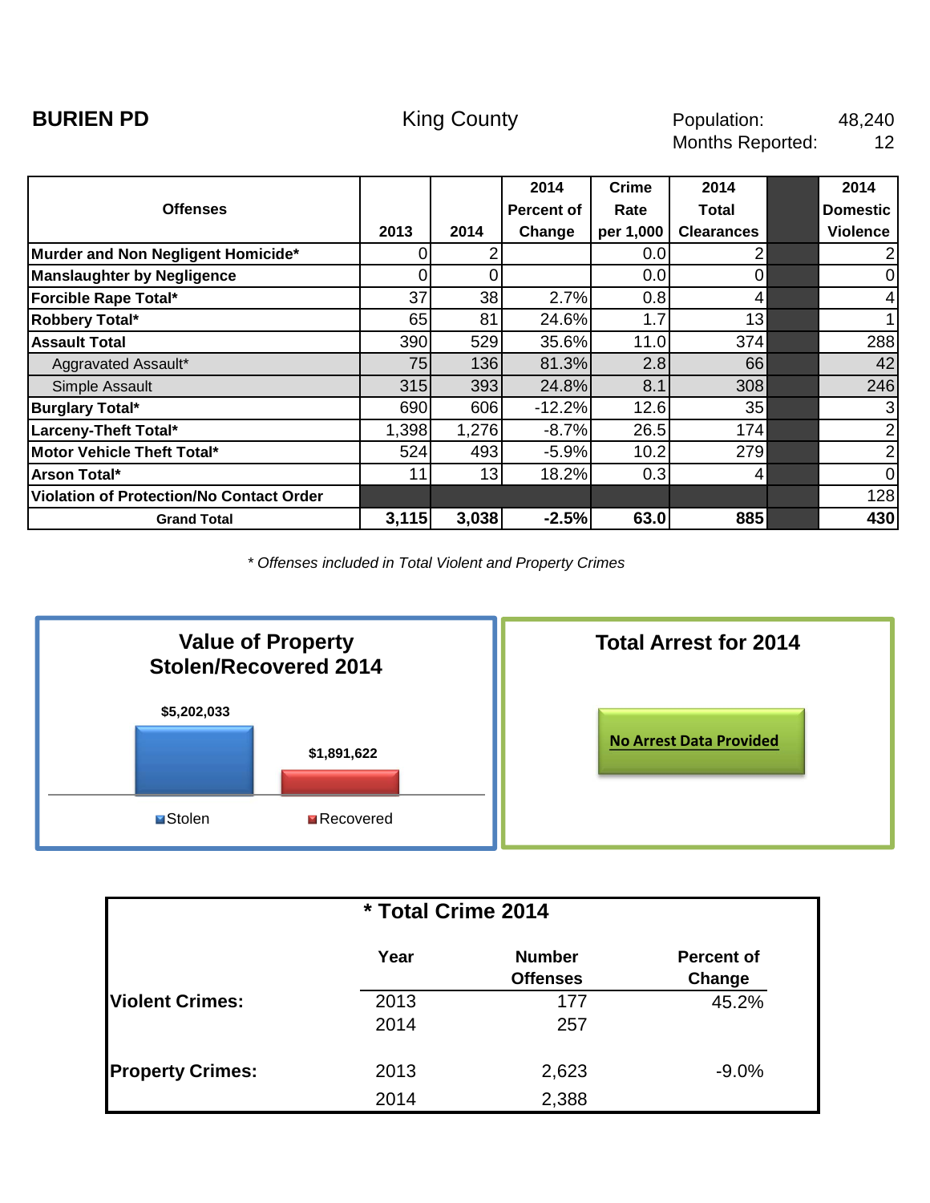**BURIEN PD** King County Population: 48,240
Months Reported: 12

| Offenses | 2013 | 2014 | 2014 Percent of Change | Crime Rate per 1,000 | 2014 Total Clearances | | 2014 Domestic Violence |
|---|---|---|---|---|---|---|---|
| **Murder and Non Negligent Homicide*** | 0 | 2 | | 0.0 | 2 | | 2 |
| **Manslaughter by Negligence** | 0 | 0 | | 0.0 | 0 | | 0 |
| **Forcible Rape Total*** | 37 | 38 | 2.7% | 0.8 | 4 | | 4 |
| **Robbery Total*** | 65 | 81 | 24.6% | 1.7 | 13 | | 1 |
| **Assault Total** | 390 | 529 | 35.6% | 11.0 | 374 | | 288 |
| Aggravated Assault* | 75 | 136 | 81.3% | 2.8 | 66 | | 42 |
| Simple Assault | 315 | 393 | 24.8% | 8.1 | 308 | | 246 |
| **Burglary Total*** | 690 | 606 | -12.2% | 12.6 | 35 | | 3 |
| **Larceny-Theft Total*** | 1,398 | 1,276 | -8.7% | 26.5 | 174 | | 2 |
| **Motor Vehicle Theft Total*** | 524 | 493 | -5.9% | 10.2 | 279 | | 2 |
| **Arson Total*** | 11 | 13 | 18.2% | 0.3 | 4 | | 0 |
| **Violation of Protection/No Contact Order** | | | | | | | 128 |
| **Grand Total** | **3,115** | **3,038** | **-2.5%** | **63.0** | **885** | | **430** |

*\* Offenses included in Total Violent and Property Crimes*

**Value of Property Stolen/Recovered 2014**

| Stolen | Recovered |
|---|---|
| $5,202,033 | $1,891,622 |

**Total Arrest for 2014**

No Arrest Data Provided

**\* Total Crime 2014**

| | Year | Number Offenses | Percent of Change |
|---|---|---|---|
| **Violent Crimes:** | 2013 | 177 | 45.2% |
| | 2014 | 257 | |
| **Property Crimes:** | 2013 | 2,623 | -9.0% |
| | 2014 | 2,388 | |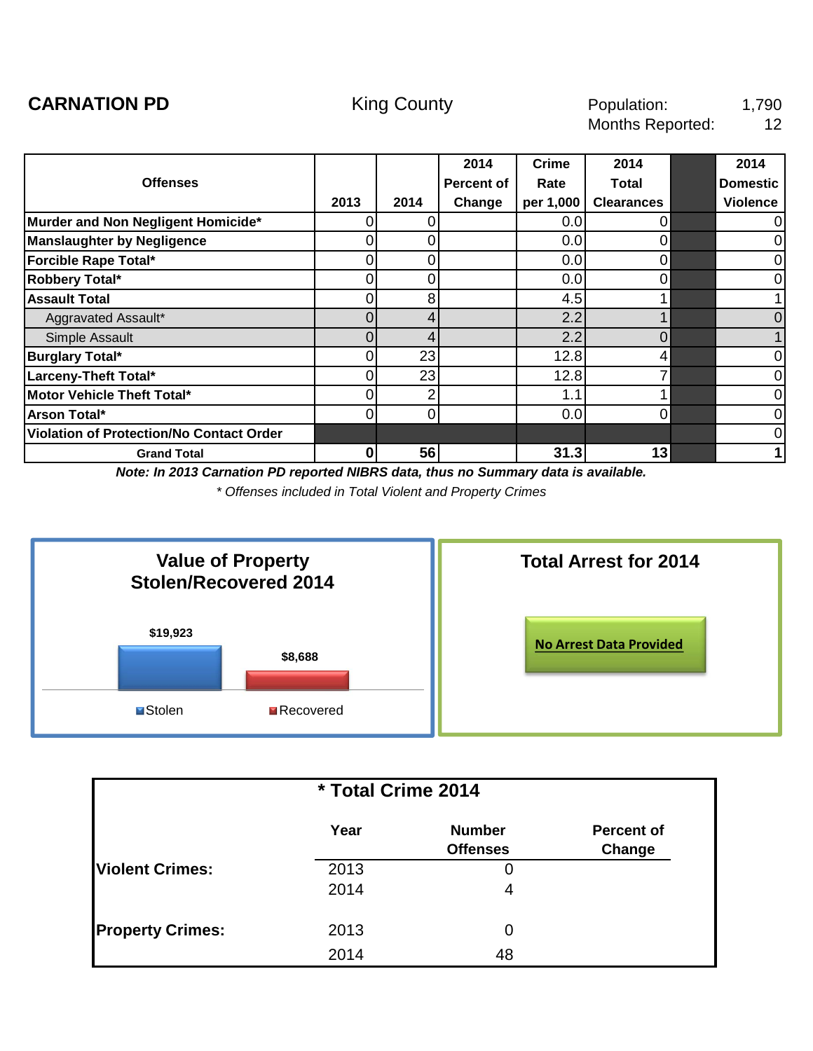**CARNATION PD** King County Population: 1,790
Months Reported: 12

| Offenses | 2013 | 2014 | 2014 Percent of Change | Crime Rate per 1,000 | 2014 Total Clearances | | 2014 Domestic Violence |
|---|---|---|---|---|---|---|---|
| **Murder and Non Negligent Homicide*** | 0 | 0 | | 0.0 | 0 | | 0 |
| **Manslaughter by Negligence** | 0 | 0 | | 0.0 | 0 | | 0 |
| **Forcible Rape Total*** | 0 | 0 | | 0.0 | 0 | | 0 |
| **Robbery Total*** | 0 | 0 | | 0.0 | 0 | | 0 |
| **Assault Total** | 0 | 8 | | 4.5 | 1 | | 1 |
| Aggravated Assault* | 0 | 4 | | 2.2 | 1 | | 0 |
| Simple Assault | 0 | 4 | | 2.2 | 0 | | 1 |
| **Burglary Total*** | 0 | 23 | | 12.8 | 4 | | 0 |
| **Larceny-Theft Total*** | 0 | 23 | | 12.8 | 7 | | 0 |
| **Motor Vehicle Theft Total*** | 0 | 2 | | 1.1 | 1 | | 0 |
| **Arson Total*** | 0 | 0 | | 0.0 | 0 | | 0 |
| **Violation of Protection/No Contact Order** | | | | | | | 0 |
| **Grand Total** | **0** | **56** | | **31.3** | **13** | | **1** |

***Note: In 2013 Carnation PD reported NIBRS data, thus no Summary data is available.***

*\* Offenses included in Total Violent and Property Crimes*

**Value of Property Stolen/Recovered 2014**

Stolen: $19,923
Recovered: $8,688

**Total Arrest for 2014**

No Arrest Data Provided

**\* Total Crime 2014**

| | Year | Number Offenses | Percent of Change |
|---|---|---|---|
| **Violent Crimes:** | 2013 | 0 | |
| | 2014 | 4 | |
| **Property Crimes:** | 2013 | 0 | |
| | 2014 | 48 | |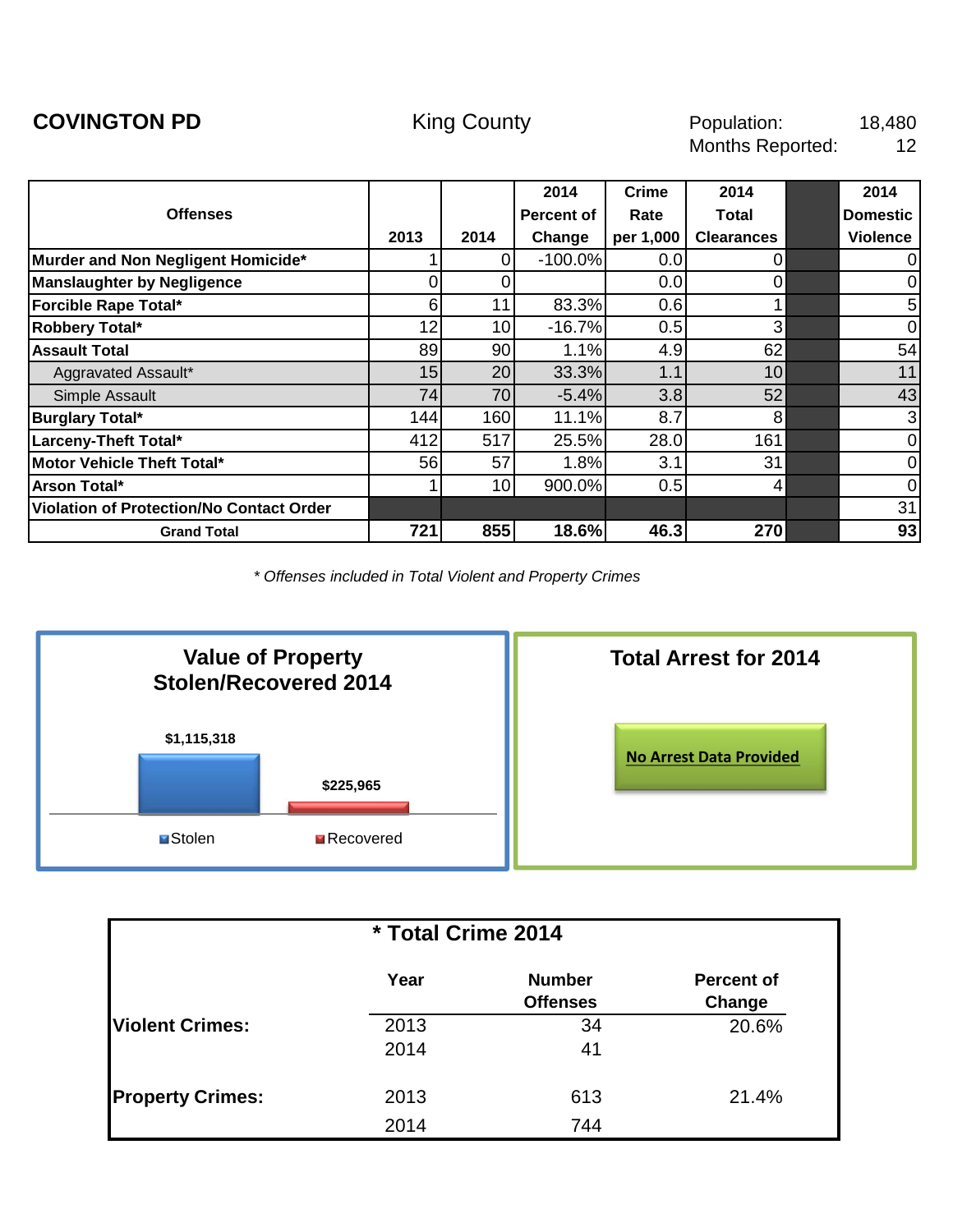**COVINGTON PD** King County

Population: 18,480
Months Reported: 12

| Offenses | 2013 | 2014 | 2014 Percent of Change | Crime Rate per 1,000 | 2014 Total Clearances | | 2014 Domestic Violence |
|---|---|---|---|---|---|---|---|
| **Murder and Non Negligent Homicide*** | 1 | 0 | -100.0% | 0.0 | 0 | | 0 |
| **Manslaughter by Negligence** | 0 | 0 | | 0.0 | 0 | | 0 |
| **Forcible Rape Total*** | 6 | 11 | 83.3% | 0.6 | 1 | | 5 |
| **Robbery Total*** | 12 | 10 | -16.7% | 0.5 | 3 | | 0 |
| **Assault Total** | 89 | 90 | 1.1% | 4.9 | 62 | | 54 |
| Aggravated Assault* | 15 | 20 | 33.3% | 1.1 | 10 | | 11 |
| Simple Assault | 74 | 70 | -5.4% | 3.8 | 52 | | 43 |
| **Burglary Total*** | 144 | 160 | 11.1% | 8.7 | 8 | | 3 |
| **Larceny-Theft Total*** | 412 | 517 | 25.5% | 28.0 | 161 | | 0 |
| **Motor Vehicle Theft Total*** | 56 | 57 | 1.8% | 3.1 | 31 | | 0 |
| **Arson Total*** | 1 | 10 | 900.0% | 0.5 | 4 | | 0 |
| **Violation of Protection/No Contact Order** | | | | | | | 31 |
| **Grand Total** | **721** | **855** | **18.6%** | **46.3** | **270** | | **93** |

*\* Offenses included in Total Violent and Property Crimes*

## Value of Property Stolen/Recovered 2014

| | Value |
|---|---|
| Stolen | $1,115,318 |
| Recovered | $225,965 |

## Total Arrest for 2014

No Arrest Data Provided

## * Total Crime 2014

| | Year | Number Offenses | Percent of Change |
|---|---|---|---|
| **Violent Crimes:** | 2013 | 34 | 20.6% |
| | 2014 | 41 | |
| **Property Crimes:** | 2013 | 613 | 21.4% |
| | 2014 | 744 | |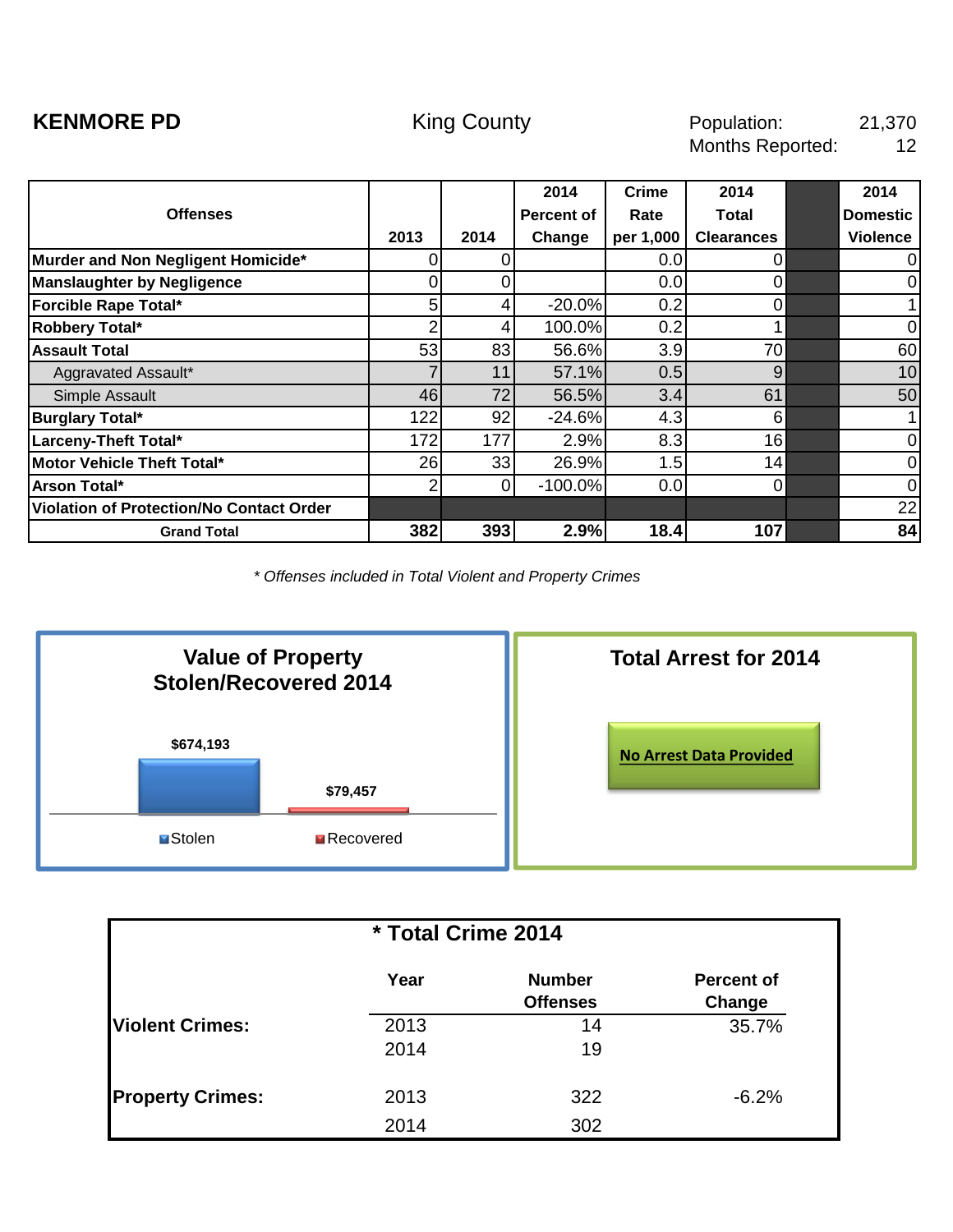**KENMORE PD** King County

Population: 21,370
Months Reported: 12

| Offenses | 2013 | 2014 | 2014 Percent of Change | Crime Rate per 1,000 | 2014 Total Clearances | | 2014 Domestic Violence |
|---|---|---|---|---|---|---|---|
| **Murder and Non Negligent Homicide*** | 0 | 0 | | 0.0 | 0 | | 0 |
| **Manslaughter by Negligence** | 0 | 0 | | 0.0 | 0 | | 0 |
| **Forcible Rape Total*** | 5 | 4 | -20.0% | 0.2 | 0 | | 1 |
| **Robbery Total*** | 2 | 4 | 100.0% | 0.2 | 1 | | 0 |
| **Assault Total** | 53 | 83 | 56.6% | 3.9 | 70 | | 60 |
| Aggravated Assault* | 7 | 11 | 57.1% | 0.5 | 9 | | 10 |
| Simple Assault | 46 | 72 | 56.5% | 3.4 | 61 | | 50 |
| **Burglary Total*** | 122 | 92 | -24.6% | 4.3 | 6 | | 1 |
| **Larceny-Theft Total*** | 172 | 177 | 2.9% | 8.3 | 16 | | 0 |
| **Motor Vehicle Theft Total*** | 26 | 33 | 26.9% | 1.5 | 14 | | 0 |
| **Arson Total*** | 2 | 0 | -100.0% | 0.0 | 0 | | 0 |
| **Violation of Protection/No Contact Order** | | | | | | | 22 |
| **Grand Total** | **382** | **393** | **2.9%** | **18.4** | **107** | | **84** |

*\* Offenses included in Total Violent and Property Crimes*

## Value of Property Stolen/Recovered 2014

- Stolen: $674,193
- Recovered: $79,457

## Total Arrest for 2014

No Arrest Data Provided

## * Total Crime 2014

| | Year | Number Offenses | Percent of Change |
|---|---|---|---|
| **Violent Crimes:** | 2013 | 14 | 35.7% |
| | 2014 | 19 | |
| **Property Crimes:** | 2013 | 322 | -6.2% |
| | 2014 | 302 | |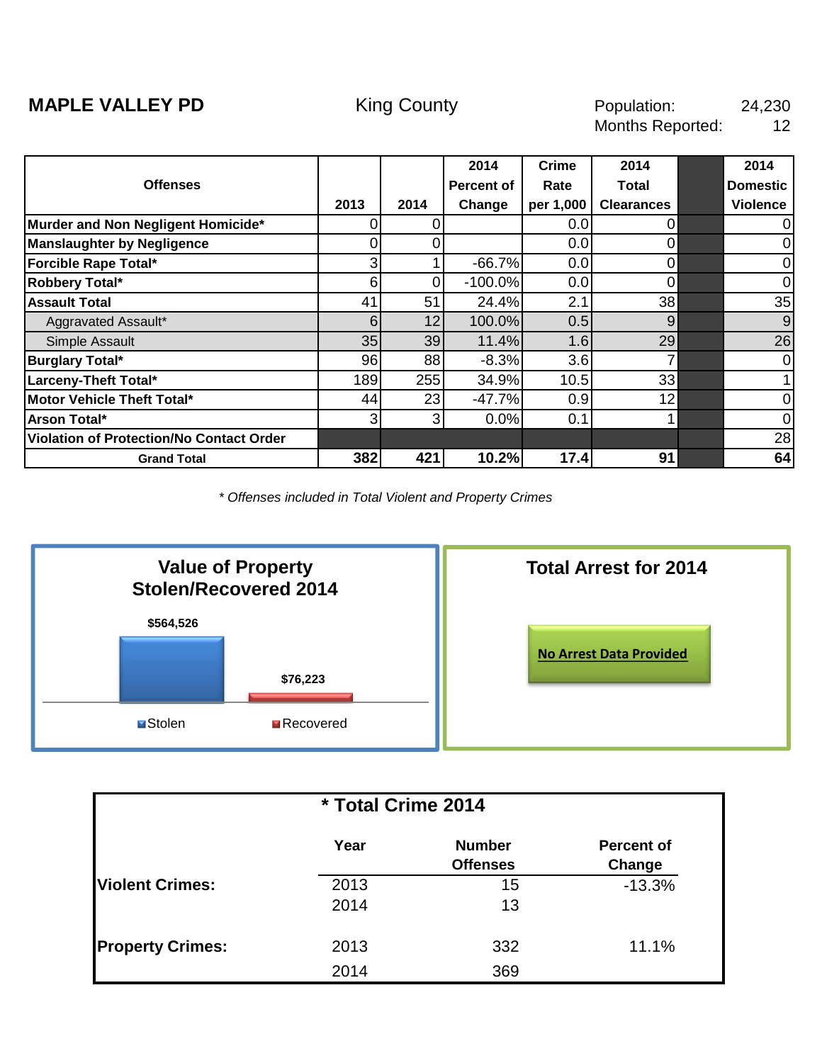**MAPLE VALLEY PD** | King County | Population: 24,230 | Months Reported: 12

| Offenses | 2013 | 2014 | 2014 Percent of Change | Crime Rate per 1,000 | 2014 Total Clearances | | 2014 Domestic Violence |
|---|---|---|---|---|---|---|---|
| **Murder and Non Negligent Homicide*** | 0 | 0 | | 0.0 | 0 | | 0 |
| **Manslaughter by Negligence** | 0 | 0 | | 0.0 | 0 | | 0 |
| **Forcible Rape Total*** | 3 | 1 | -66.7% | 0.0 | 0 | | 0 |
| **Robbery Total*** | 6 | 0 | -100.0% | 0.0 | 0 | | 0 |
| **Assault Total** | 41 | 51 | 24.4% | 2.1 | 38 | | 35 |
| Aggravated Assault* | 6 | 12 | 100.0% | 0.5 | 9 | | 9 |
| Simple Assault | 35 | 39 | 11.4% | 1.6 | 29 | | 26 |
| **Burglary Total*** | 96 | 88 | -8.3% | 3.6 | 7 | | 0 |
| **Larceny-Theft Total*** | 189 | 255 | 34.9% | 10.5 | 33 | | 1 |
| **Motor Vehicle Theft Total*** | 44 | 23 | -47.7% | 0.9 | 12 | | 0 |
| **Arson Total*** | 3 | 3 | 0.0% | 0.1 | 1 | | 0 |
| **Violation of Protection/No Contact Order** | | | | | | | 28 |
| **Grand Total** | **382** | **421** | **10.2%** | **17.4** | **91** | | **64** |

*\* Offenses included in Total Violent and Property Crimes*

## Value of Property Stolen/Recovered 2014

| Stolen | Recovered |
|---|---|
| $564,526 | $76,223 |

## Total Arrest for 2014

No Arrest Data Provided

## * Total Crime 2014

| | Year | Number Offenses | Percent of Change |
|---|---|---|---|
| **Violent Crimes:** | 2013 | 15 | -13.3% |
| | 2014 | 13 | |
| **Property Crimes:** | 2013 | 332 | 11.1% |
| | 2014 | 369 | |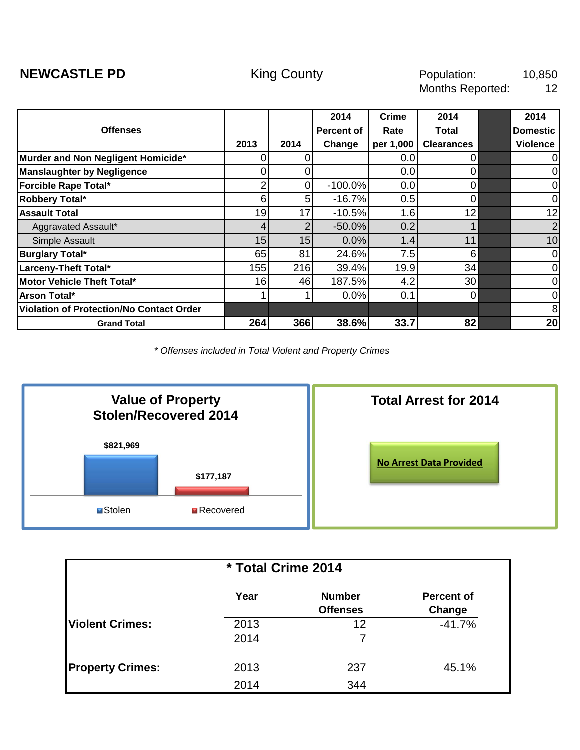**NEWCASTLE PD** King County Population: 10,850
Months Reported: 12

| Offenses | 2013 | 2014 | 2014 Percent of Change | Crime Rate per 1,000 | 2014 Total Clearances | | 2014 Domestic Violence |
|---|---|---|---|---|---|---|---|
| **Murder and Non Negligent Homicide*** | 0 | 0 | | 0.0 | 0 | | 0 |
| **Manslaughter by Negligence** | 0 | 0 | | 0.0 | 0 | | 0 |
| **Forcible Rape Total*** | 2 | 0 | -100.0% | 0.0 | 0 | | 0 |
| **Robbery Total*** | 6 | 5 | -16.7% | 0.5 | 0 | | 0 |
| **Assault Total** | 19 | 17 | -10.5% | 1.6 | 12 | | 12 |
| Aggravated Assault* | 4 | 2 | -50.0% | 0.2 | 1 | | 2 |
| Simple Assault | 15 | 15 | 0.0% | 1.4 | 11 | | 10 |
| **Burglary Total*** | 65 | 81 | 24.6% | 7.5 | 6 | | 0 |
| **Larceny-Theft Total*** | 155 | 216 | 39.4% | 19.9 | 34 | | 0 |
| **Motor Vehicle Theft Total*** | 16 | 46 | 187.5% | 4.2 | 30 | | 0 |
| **Arson Total*** | 1 | 1 | 0.0% | 0.1 | 0 | | 0 |
| **Violation of Protection/No Contact Order** | | | | | | | 8 |
| **Grand Total** | **264** | **366** | **38.6%** | **33.7** | **82** | | **20** |

*\* Offenses included in Total Violent and Property Crimes*

## Value of Property Stolen/Recovered 2014

| | Value |
|---|---|
| Stolen | $821,969 |
| Recovered | $177,187 |

## Total Arrest for 2014

**No Arrest Data Provided**

## * Total Crime 2014

| | Year | Number Offenses | Percent of Change |
|---|---|---|---|
| **Violent Crimes:** | 2013 | 12 | -41.7% |
| | 2014 | 7 | |
| **Property Crimes:** | 2013 | 237 | 45.1% |
| | 2014 | 344 | |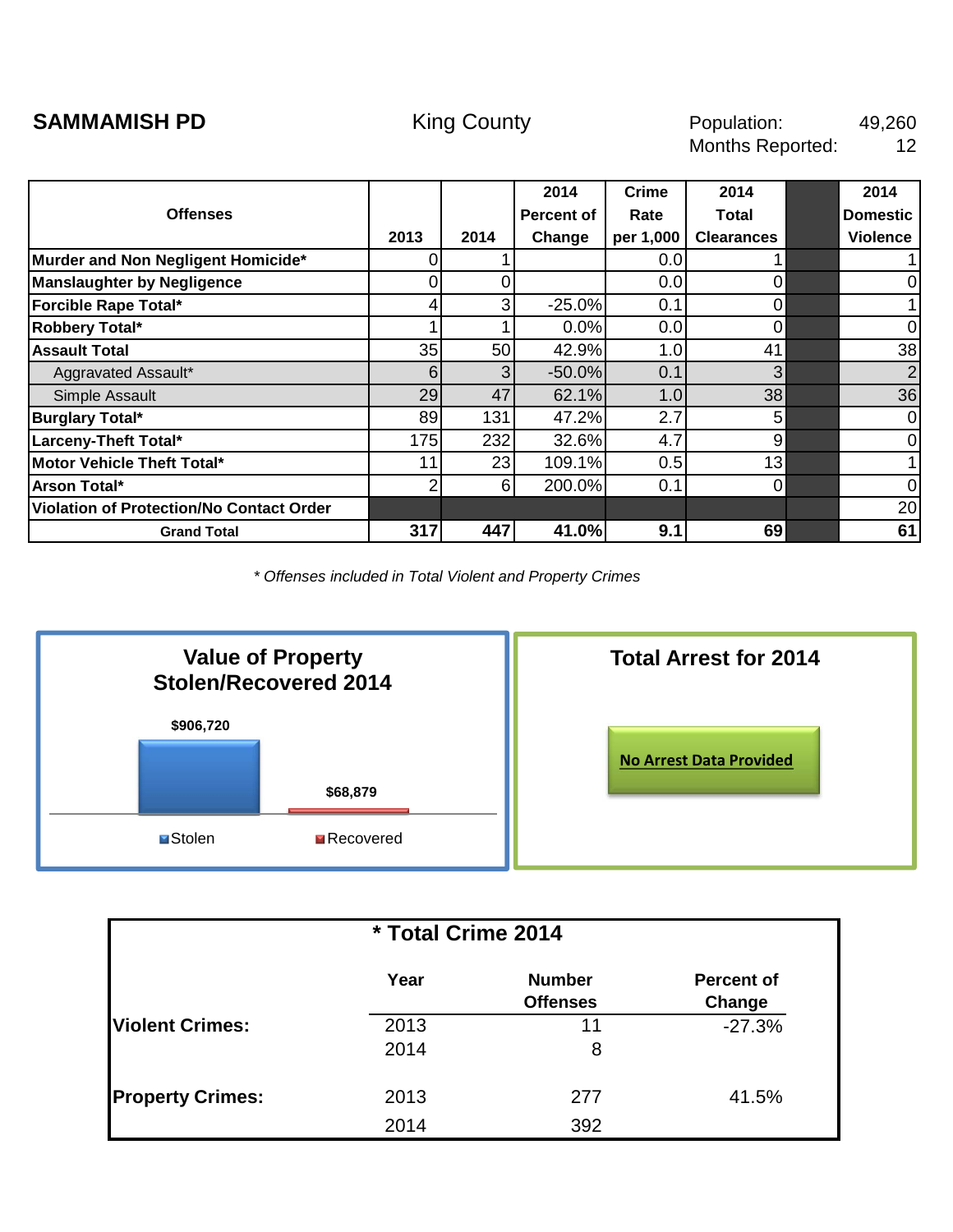**SAMMAMISH PD** King County

Population: 49,260
Months Reported: 12

| Offenses | 2013 | 2014 | 2014 Percent of Change | Crime Rate per 1,000 | 2014 Total Clearances | | 2014 Domestic Violence |
|---|---|---|---|---|---|---|---|
| **Murder and Non Negligent Homicide*** | 0 | 1 | | 0.0 | 1 | | 1 |
| **Manslaughter by Negligence** | 0 | 0 | | 0.0 | 0 | | 0 |
| **Forcible Rape Total*** | 4 | 3 | -25.0% | 0.1 | 0 | | 1 |
| **Robbery Total*** | 1 | 1 | 0.0% | 0.0 | 0 | | 0 |
| **Assault Total** | 35 | 50 | 42.9% | 1.0 | 41 | | 38 |
| Aggravated Assault* | 6 | 3 | -50.0% | 0.1 | 3 | | 2 |
| Simple Assault | 29 | 47 | 62.1% | 1.0 | 38 | | 36 |
| **Burglary Total*** | 89 | 131 | 47.2% | 2.7 | 5 | | 0 |
| **Larceny-Theft Total*** | 175 | 232 | 32.6% | 4.7 | 9 | | 0 |
| **Motor Vehicle Theft Total*** | 11 | 23 | 109.1% | 0.5 | 13 | | 1 |
| **Arson Total*** | 2 | 6 | 200.0% | 0.1 | 0 | | 0 |
| **Violation of Protection/No Contact Order** | | | | | | | 20 |
| **Grand Total** | **317** | **447** | **41.0%** | **9.1** | **69** | | **61** |

*\* Offenses included in Total Violent and Property Crimes*

## Value of Property Stolen/Recovered 2014

| Stolen | Recovered |
|---|---|
| $906,720 | $68,879 |

## Total Arrest for 2014

No Arrest Data Provided

## * Total Crime 2014

| | Year | Number Offenses | Percent of Change |
|---|---|---|---|
| **Violent Crimes:** | 2013 | 11 | -27.3% |
| | 2014 | 8 | |
| **Property Crimes:** | 2013 | 277 | 41.5% |
| | 2014 | 392 | |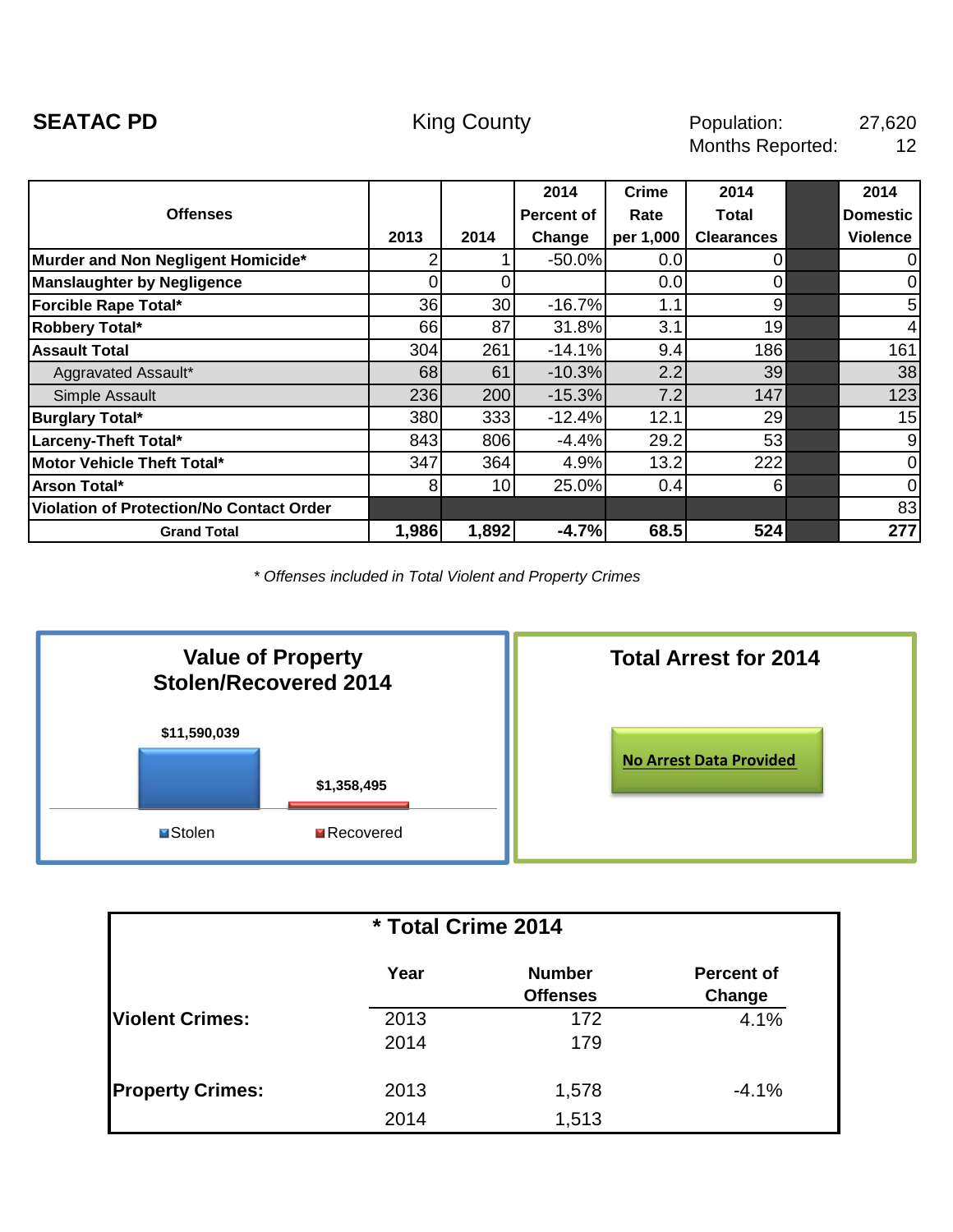**SEATAC PD** King County Population: 27,620
Months Reported: 12

| Offenses | 2013 | 2014 | 2014 Percent of Change | Crime Rate per 1,000 | 2014 Total Clearances | | 2014 Domestic Violence |
|---|---|---|---|---|---|---|---|
| **Murder and Non Negligent Homicide*** | 2 | 1 | -50.0% | 0.0 | 0 | | 0 |
| **Manslaughter by Negligence** | 0 | 0 | | 0.0 | 0 | | 0 |
| **Forcible Rape Total*** | 36 | 30 | -16.7% | 1.1 | 9 | | 5 |
| **Robbery Total*** | 66 | 87 | 31.8% | 3.1 | 19 | | 4 |
| **Assault Total** | 304 | 261 | -14.1% | 9.4 | 186 | | 161 |
| Aggravated Assault* | 68 | 61 | -10.3% | 2.2 | 39 | | 38 |
| Simple Assault | 236 | 200 | -15.3% | 7.2 | 147 | | 123 |
| **Burglary Total*** | 380 | 333 | -12.4% | 12.1 | 29 | | 15 |
| **Larceny-Theft Total*** | 843 | 806 | -4.4% | 29.2 | 53 | | 9 |
| **Motor Vehicle Theft Total*** | 347 | 364 | 4.9% | 13.2 | 222 | | 0 |
| **Arson Total*** | 8 | 10 | 25.0% | 0.4 | 6 | | 0 |
| **Violation of Protection/No Contact Order** | | | | | | | 83 |
| **Grand Total** | **1,986** | **1,892** | **-4.7%** | **68.5** | **524** | | **277** |

*\* Offenses included in Total Violent and Property Crimes*

## Value of Property Stolen/Recovered 2014

| | Value |
|---|---|
| Stolen | $11,590,039 |
| Recovered | $1,358,495 |

## Total Arrest for 2014

No Arrest Data Provided

## * Total Crime 2014

| | Year | Number Offenses | Percent of Change |
|---|---|---|---|
| **Violent Crimes:** | 2013 | 172 | 4.1% |
| | 2014 | 179 | |
| **Property Crimes:** | 2013 | 1,578 | -4.1% |
| | 2014 | 1,513 | |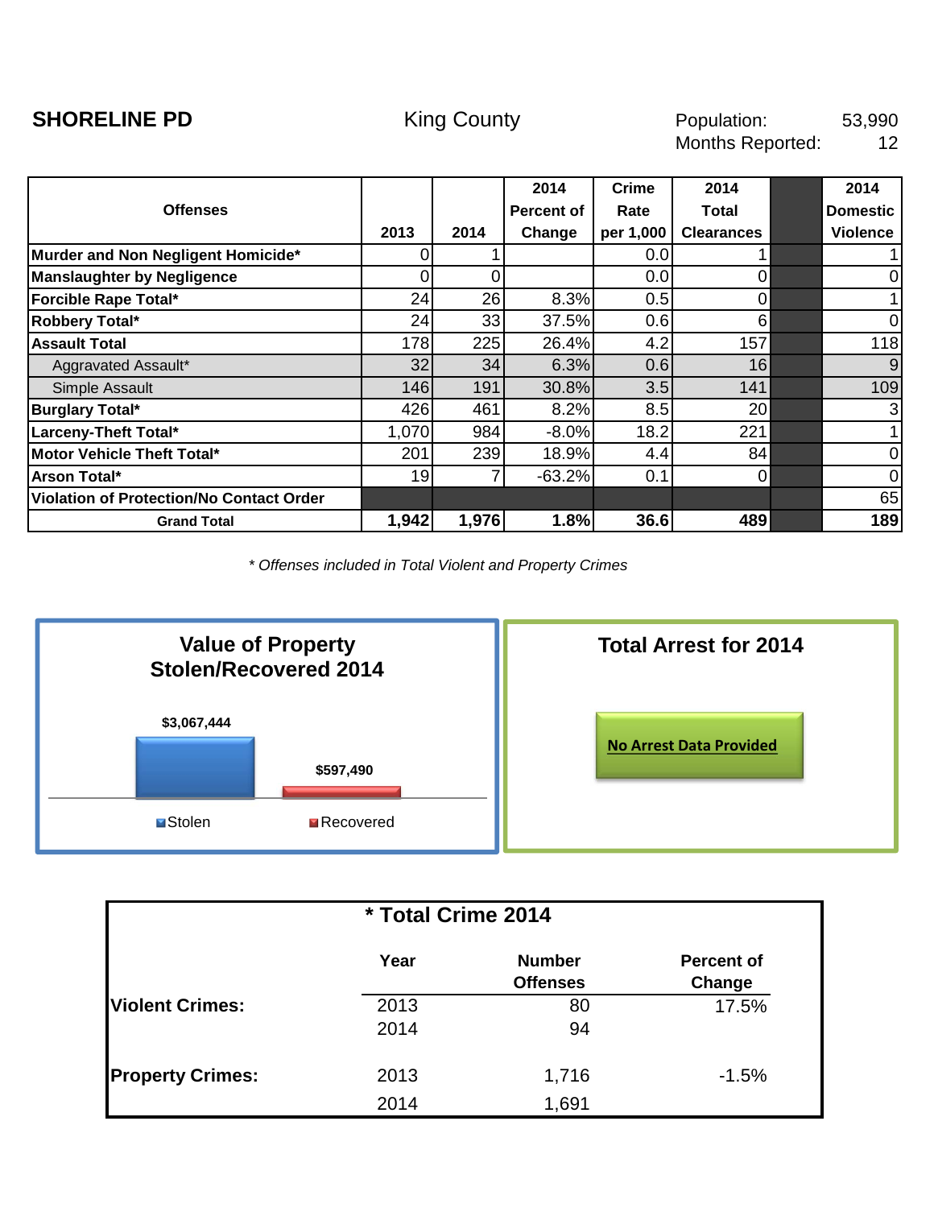**SHORELINE PD** King County Population: 53,990
Months Reported: 12

| Offenses | 2013 | 2014 | 2014 Percent of Change | Crime Rate per 1,000 | 2014 Total Clearances | | 2014 Domestic Violence |
|---|---|---|---|---|---|---|---|
| **Murder and Non Negligent Homicide*** | 0 | 1 | | 0.0 | 1 | | 1 |
| **Manslaughter by Negligence** | 0 | 0 | | 0.0 | 0 | | 0 |
| **Forcible Rape Total*** | 24 | 26 | 8.3% | 0.5 | 0 | | 1 |
| **Robbery Total*** | 24 | 33 | 37.5% | 0.6 | 6 | | 0 |
| **Assault Total** | 178 | 225 | 26.4% | 4.2 | 157 | | 118 |
| Aggravated Assault* | 32 | 34 | 6.3% | 0.6 | 16 | | 9 |
| Simple Assault | 146 | 191 | 30.8% | 3.5 | 141 | | 109 |
| **Burglary Total*** | 426 | 461 | 8.2% | 8.5 | 20 | | 3 |
| **Larceny-Theft Total*** | 1,070 | 984 | -8.0% | 18.2 | 221 | | 1 |
| **Motor Vehicle Theft Total*** | 201 | 239 | 18.9% | 4.4 | 84 | | 0 |
| **Arson Total*** | 19 | 7 | -63.2% | 0.1 | 0 | | 0 |
| **Violation of Protection/No Contact Order** | | | | | | | 65 |
| **Grand Total** | **1,942** | **1,976** | **1.8%** | **36.6** | **489** | | **189** |

*\* Offenses included in Total Violent and Property Crimes*

**Value of Property Stolen/Recovered 2014**

| Stolen | Recovered |
|---|---|
| $3,067,444 | $597,490 |

**Total Arrest for 2014**

No Arrest Data Provided

**\* Total Crime 2014**

| | Year | Number Offenses | Percent of Change |
|---|---|---|---|
| **Violent Crimes:** | 2013 | 80 | 17.5% |
| | 2014 | 94 | |
| **Property Crimes:** | 2013 | 1,716 | -1.5% |
| | 2014 | 1,691 | |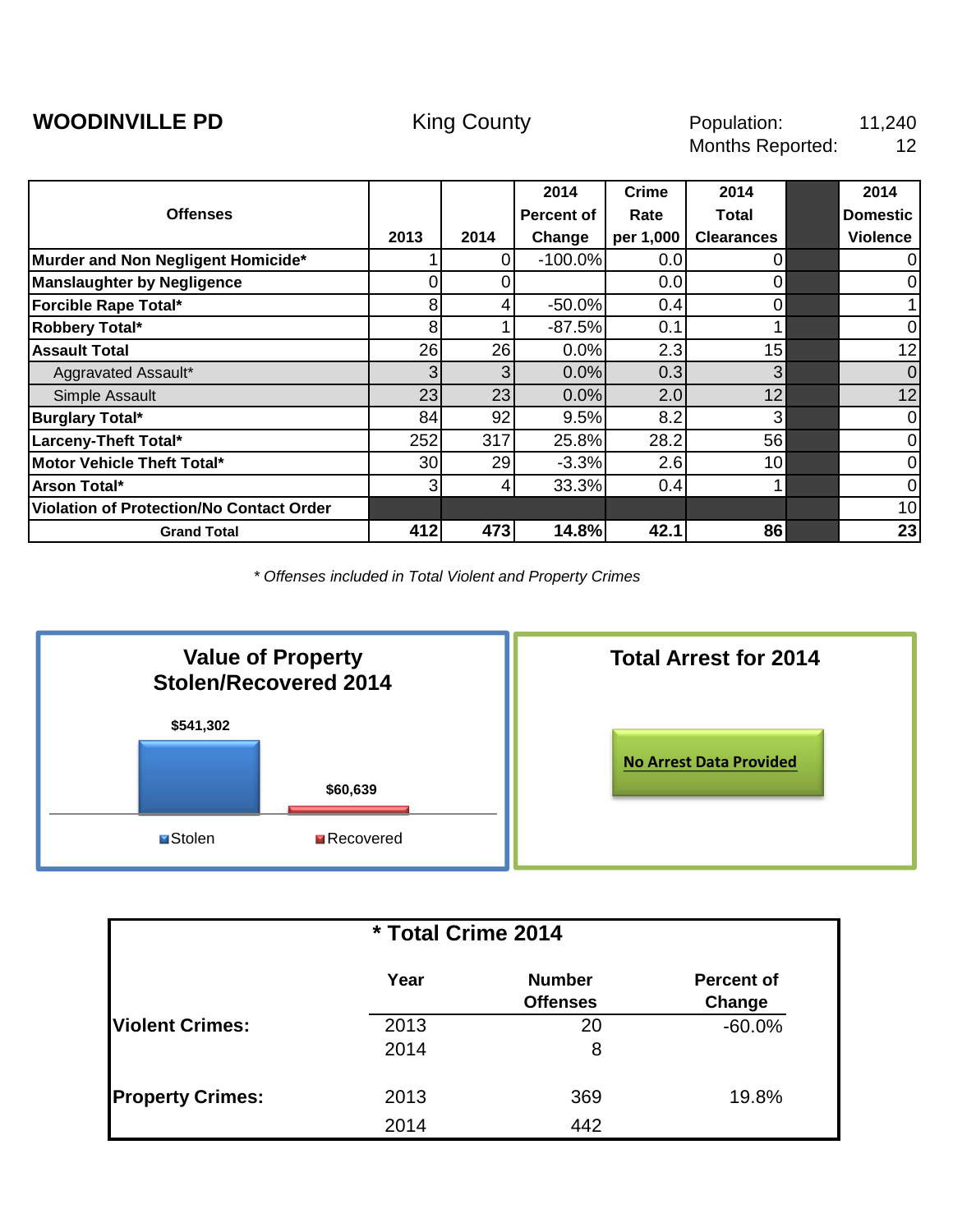**WOODINVILLE PD** King County Population: 11,240
Months Reported: 12

| Offenses | 2013 | 2014 | 2014 Percent of Change | Crime Rate per 1,000 | 2014 Total Clearances | | 2014 Domestic Violence |
|---|---|---|---|---|---|---|---|
| **Murder and Non Negligent Homicide*** | 1 | 0 | -100.0% | 0.0 | 0 | | 0 |
| **Manslaughter by Negligence** | 0 | 0 | | 0.0 | 0 | | 0 |
| **Forcible Rape Total*** | 8 | 4 | -50.0% | 0.4 | 0 | | 1 |
| **Robbery Total*** | 8 | 1 | -87.5% | 0.1 | 1 | | 0 |
| **Assault Total** | 26 | 26 | 0.0% | 2.3 | 15 | | 12 |
| Aggravated Assault* | 3 | 3 | 0.0% | 0.3 | 3 | | 0 |
| Simple Assault | 23 | 23 | 0.0% | 2.0 | 12 | | 12 |
| **Burglary Total*** | 84 | 92 | 9.5% | 8.2 | 3 | | 0 |
| **Larceny-Theft Total*** | 252 | 317 | 25.8% | 28.2 | 56 | | 0 |
| **Motor Vehicle Theft Total*** | 30 | 29 | -3.3% | 2.6 | 10 | | 0 |
| **Arson Total*** | 3 | 4 | 33.3% | 0.4 | 1 | | 0 |
| **Violation of Protection/No Contact Order** | | | | | | | 10 |
| **Grand Total** | **412** | **473** | **14.8%** | **42.1** | **86** | | **23** |

*\* Offenses included in Total Violent and Property Crimes*

## Value of Property Stolen/Recovered 2014

- Stolen: $541,302
- Recovered: $60,639

## Total Arrest for 2014

No Arrest Data Provided

## * Total Crime 2014

| | Year | Number Offenses | Percent of Change |
|---|---|---|---|
| **Violent Crimes:** | 2013 | 20 | -60.0% |
| | 2014 | 8 | |
| **Property Crimes:** | 2013 | 369 | 19.8% |
| | 2014 | 442 | |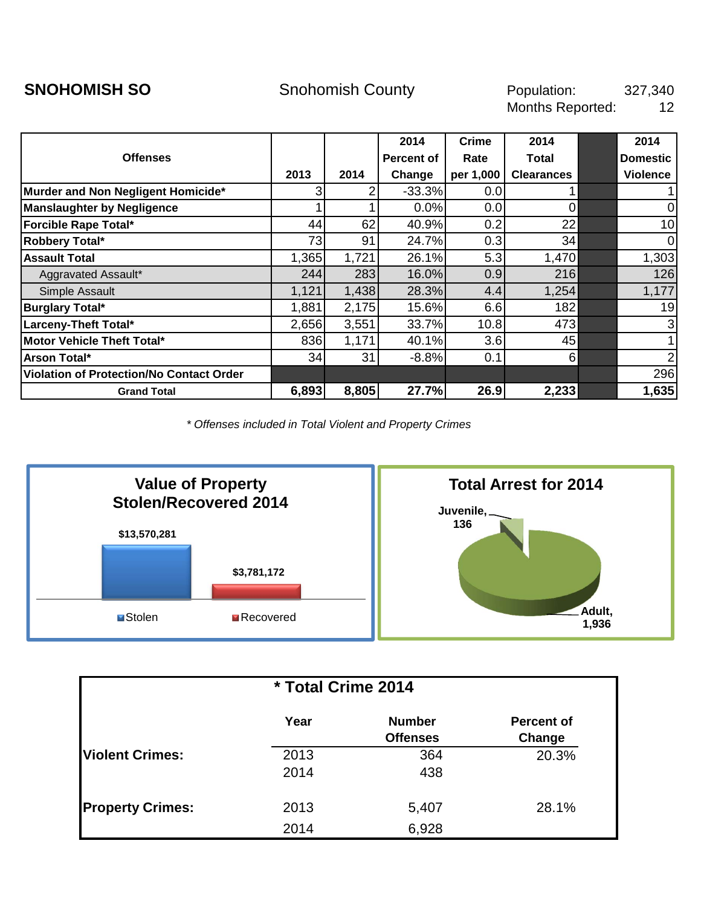**SNOHOMISH SO** | Snohomish County | Population: 327,340 | Months Reported: 12

| Offenses | 2013 | 2014 | 2014 Percent of Change | Crime Rate per 1,000 | 2014 Total Clearances | | 2014 Domestic Violence |
|---|---|---|---|---|---|---|---|
| **Murder and Non Negligent Homicide*** | 3 | 2 | -33.3% | 0.0 | 1 | | 1 |
| **Manslaughter by Negligence** | 1 | 1 | 0.0% | 0.0 | 0 | | 0 |
| **Forcible Rape Total*** | 44 | 62 | 40.9% | 0.2 | 22 | | 10 |
| **Robbery Total*** | 73 | 91 | 24.7% | 0.3 | 34 | | 0 |
| **Assault Total** | 1,365 | 1,721 | 26.1% | 5.3 | 1,470 | | 1,303 |
| Aggravated Assault* | 244 | 283 | 16.0% | 0.9 | 216 | | 126 |
| Simple Assault | 1,121 | 1,438 | 28.3% | 4.4 | 1,254 | | 1,177 |
| **Burglary Total*** | 1,881 | 2,175 | 15.6% | 6.6 | 182 | | 19 |
| **Larceny-Theft Total*** | 2,656 | 3,551 | 33.7% | 10.8 | 473 | | 3 |
| **Motor Vehicle Theft Total*** | 836 | 1,171 | 40.1% | 3.6 | 45 | | 1 |
| **Arson Total*** | 34 | 31 | -8.8% | 0.1 | 6 | | 2 |
| **Violation of Protection/No Contact Order** | | | | | | | 296 |
| **Grand Total** | **6,893** | **8,805** | **27.7%** | **26.9** | **2,233** | | **1,635** |

*\* Offenses included in Total Violent and Property Crimes*

**Value of Property Stolen/Recovered 2014**

- Stolen: $13,570,281
- Recovered: $3,781,172

**Total Arrest for 2014**

- Juvenile, 136
- Adult, 1,936

**\* Total Crime 2014**

| | Year | Number Offenses | Percent of Change |
|---|---|---|---|
| **Violent Crimes:** | 2013 | 364 | 20.3% |
| | 2014 | 438 | |
| **Property Crimes:** | 2013 | 5,407 | 28.1% |
| | 2014 | 6,928 | |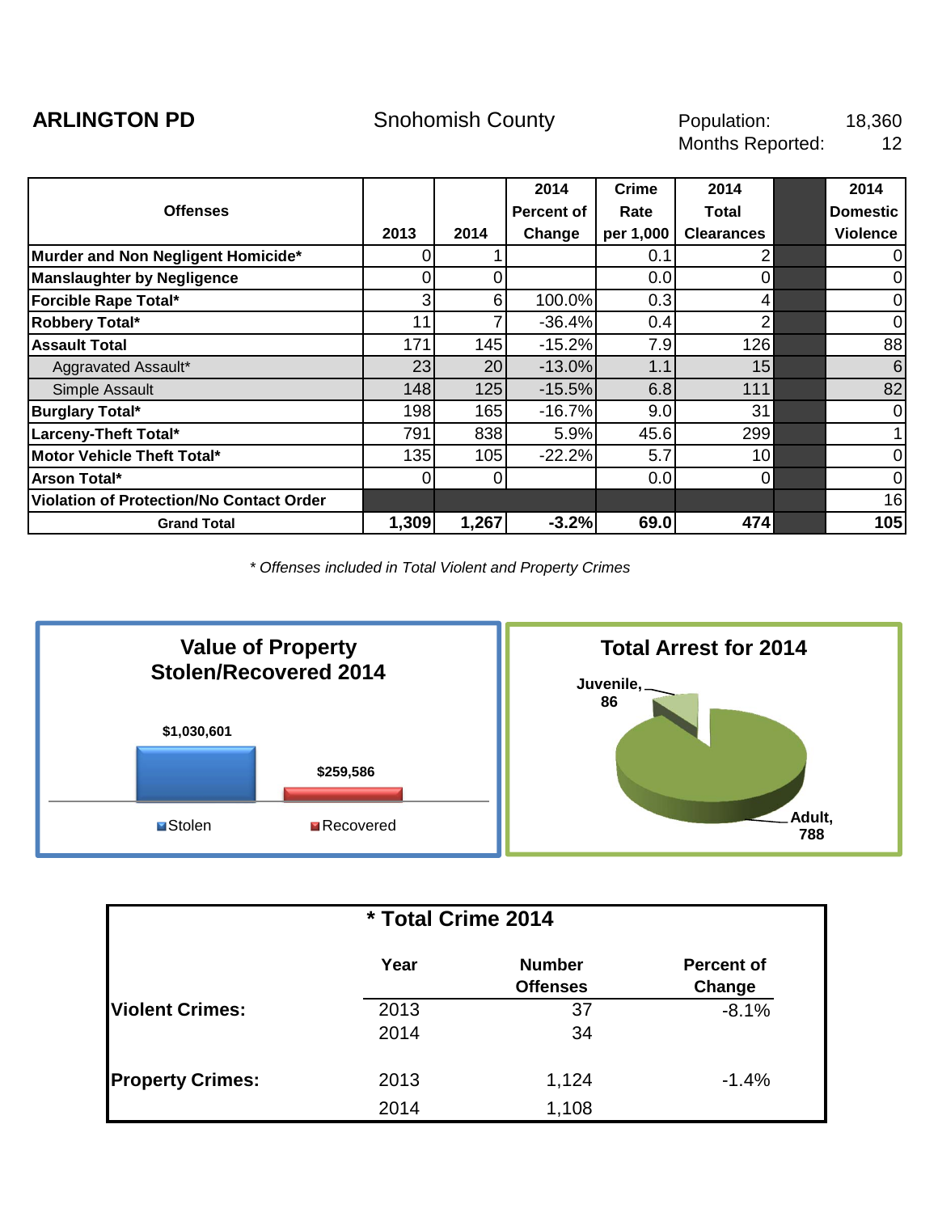**ARLINGTON PD** Snohomish County Population: 18,360
Months Reported: 12

| Offenses | 2013 | 2014 | 2014 Percent of Change | Crime Rate per 1,000 | 2014 Total Clearances | | 2014 Domestic Violence |
|---|---|---|---|---|---|---|---|
| **Murder and Non Negligent Homicide*** | 0 | 1 | | 0.1 | 2 | | 0 |
| **Manslaughter by Negligence** | 0 | 0 | | 0.0 | 0 | | 0 |
| **Forcible Rape Total*** | 3 | 6 | 100.0% | 0.3 | 4 | | 0 |
| **Robbery Total*** | 11 | 7 | -36.4% | 0.4 | 2 | | 0 |
| **Assault Total** | 171 | 145 | -15.2% | 7.9 | 126 | | 88 |
| Aggravated Assault* | 23 | 20 | -13.0% | 1.1 | 15 | | 6 |
| Simple Assault | 148 | 125 | -15.5% | 6.8 | 111 | | 82 |
| **Burglary Total*** | 198 | 165 | -16.7% | 9.0 | 31 | | 0 |
| **Larceny-Theft Total*** | 791 | 838 | 5.9% | 45.6 | 299 | | 1 |
| **Motor Vehicle Theft Total*** | 135 | 105 | -22.2% | 5.7 | 10 | | 0 |
| **Arson Total*** | 0 | 0 | | 0.0 | 0 | | 0 |
| **Violation of Protection/No Contact Order** | | | | | | | 16 |
| **Grand Total** | **1,309** | **1,267** | **-3.2%** | **69.0** | **474** | | **105** |

*\* Offenses included in Total Violent and Property Crimes*

**Value of Property Stolen/Recovered 2014**

- Stolen: $1,030,601
- Recovered: $259,586

**Total Arrest for 2014**

- Juvenile, 86
- Adult, 788

**\* Total Crime 2014**

| | Year | Number Offenses | Percent of Change |
|---|---|---|---|
| **Violent Crimes:** | 2013 | 37 | -8.1% |
| | 2014 | 34 | |
| **Property Crimes:** | 2013 | 1,124 | -1.4% |
| | 2014 | 1,108 | |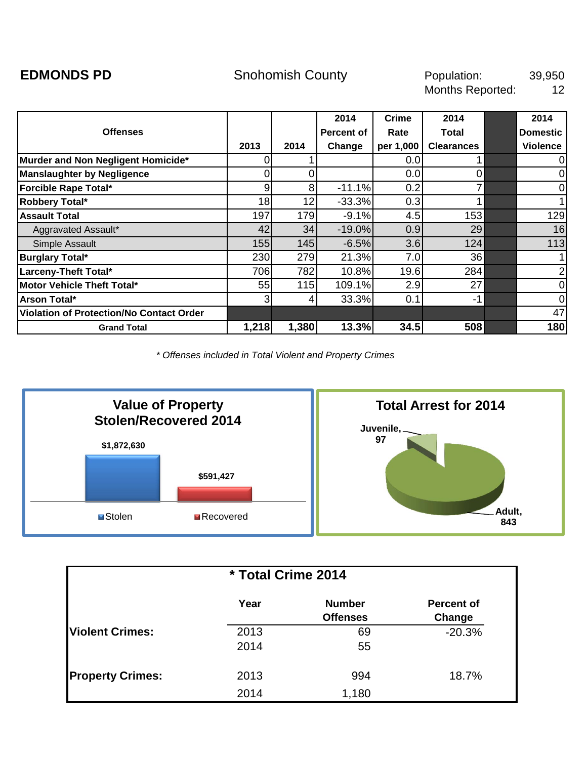**EDMONDS PD**

Snohomish County

Population: 39,950
Months Reported: 12

| Offenses | 2013 | 2014 | 2014 Percent of Change | Crime Rate per 1,000 | 2014 Total Clearances | | 2014 Domestic Violence |
|---|---|---|---|---|---|---|---|
| **Murder and Non Negligent Homicide*** | 0 | 1 | | 0.0 | 1 | | 0 |
| **Manslaughter by Negligence** | 0 | 0 | | 0.0 | 0 | | 0 |
| **Forcible Rape Total*** | 9 | 8 | -11.1% | 0.2 | 7 | | 0 |
| **Robbery Total*** | 18 | 12 | -33.3% | 0.3 | 1 | | 1 |
| **Assault Total** | 197 | 179 | -9.1% | 4.5 | 153 | | 129 |
| Aggravated Assault* | 42 | 34 | -19.0% | 0.9 | 29 | | 16 |
| Simple Assault | 155 | 145 | -6.5% | 3.6 | 124 | | 113 |
| **Burglary Total*** | 230 | 279 | 21.3% | 7.0 | 36 | | 1 |
| **Larceny-Theft Total*** | 706 | 782 | 10.8% | 19.6 | 284 | | 2 |
| **Motor Vehicle Theft Total*** | 55 | 115 | 109.1% | 2.9 | 27 | | 0 |
| **Arson Total*** | 3 | 4 | 33.3% | 0.1 | -1 | | 0 |
| **Violation of Protection/No Contact Order** | | | | | | | 47 |
| **Grand Total** | **1,218** | **1,380** | **13.3%** | **34.5** | **508** | | **180** |

*\* Offenses included in Total Violent and Property Crimes*

**Value of Property Stolen/Recovered 2014**

Stolen: $1,872,630
Recovered: $591,427

**Total Arrest for 2014**

Juvenile, 97
Adult, 843

**\* Total Crime 2014**

| | Year | Number Offenses | Percent of Change |
|---|---|---|---|
| **Violent Crimes:** | 2013 | 69 | -20.3% |
| | 2014 | 55 | |
| **Property Crimes:** | 2013 | 994 | 18.7% |
| | 2014 | 1,180 | |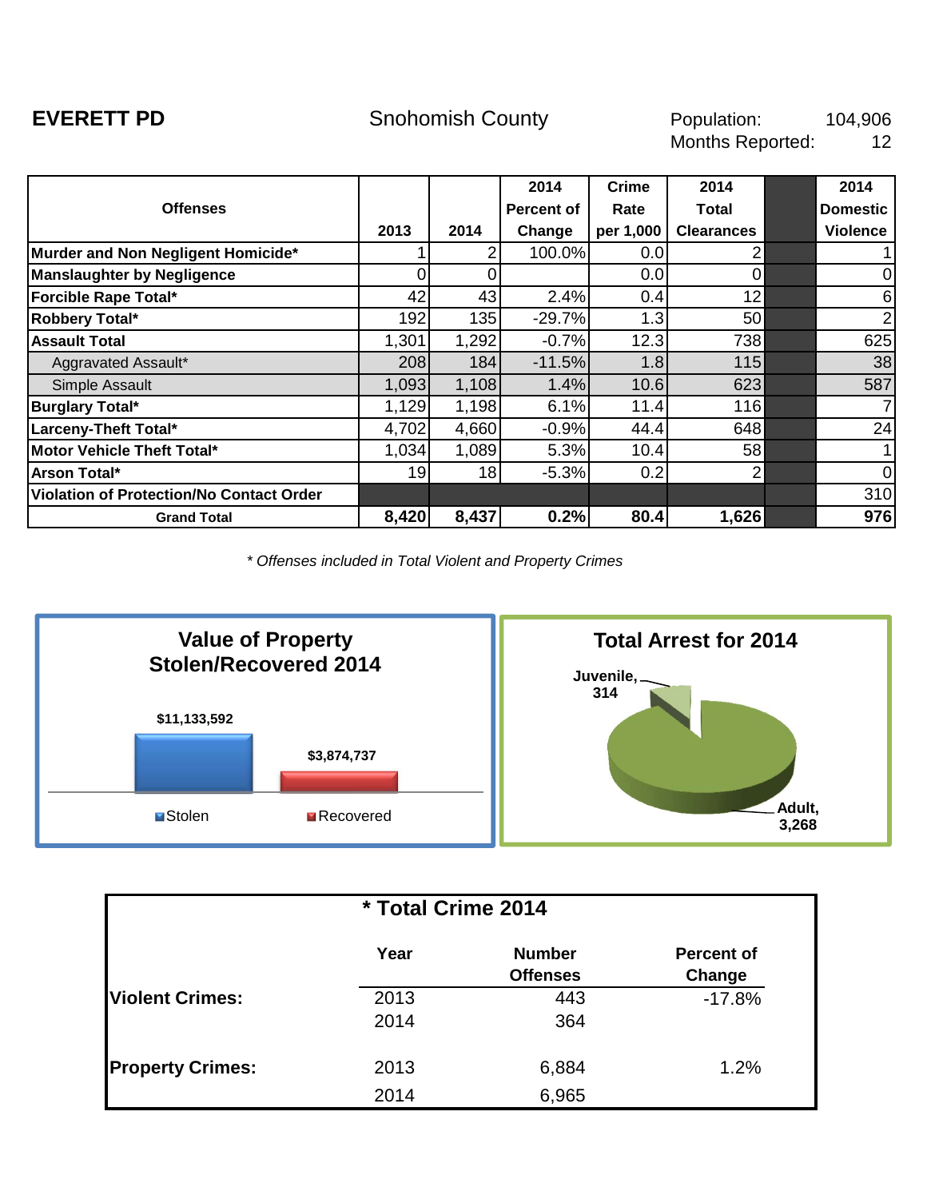**EVERETT PD** Snohomish County

Population: 104,906
Months Reported: 12

| Offenses | 2013 | 2014 | 2014 Percent of Change | Crime Rate per 1,000 | 2014 Total Clearances | | 2014 Domestic Violence |
|---|---|---|---|---|---|---|---|
| **Murder and Non Negligent Homicide*** | 1 | 2 | 100.0% | 0.0 | 2 | | 1 |
| **Manslaughter by Negligence** | 0 | 0 | | 0.0 | 0 | | 0 |
| **Forcible Rape Total*** | 42 | 43 | 2.4% | 0.4 | 12 | | 6 |
| **Robbery Total*** | 192 | 135 | -29.7% | 1.3 | 50 | | 2 |
| **Assault Total** | 1,301 | 1,292 | -0.7% | 12.3 | 738 | | 625 |
| Aggravated Assault* | 208 | 184 | -11.5% | 1.8 | 115 | | 38 |
| Simple Assault | 1,093 | 1,108 | 1.4% | 10.6 | 623 | | 587 |
| **Burglary Total*** | 1,129 | 1,198 | 6.1% | 11.4 | 116 | | 7 |
| **Larceny-Theft Total*** | 4,702 | 4,660 | -0.9% | 44.4 | 648 | | 24 |
| **Motor Vehicle Theft Total*** | 1,034 | 1,089 | 5.3% | 10.4 | 58 | | 1 |
| **Arson Total*** | 19 | 18 | -5.3% | 0.2 | 2 | | 0 |
| **Violation of Protection/No Contact Order** | | | | | | | 310 |
| **Grand Total** | **8,420** | **8,437** | **0.2%** | **80.4** | **1,626** | | **976** |

*\* Offenses included in Total Violent and Property Crimes*

**Value of Property Stolen/Recovered 2014**

| Stolen | Recovered |
|---|---|
| $11,133,592 | $3,874,737 |

**Total Arrest for 2014**

| Juvenile | Adult |
|---|---|
| 314 | 3,268 |

**\* Total Crime 2014**

| | Year | Number Offenses | Percent of Change |
|---|---|---|---|
| **Violent Crimes:** | 2013 | 443 | -17.8% |
| | 2014 | 364 | |
| **Property Crimes:** | 2013 | 6,884 | 1.2% |
| | 2014 | 6,965 | |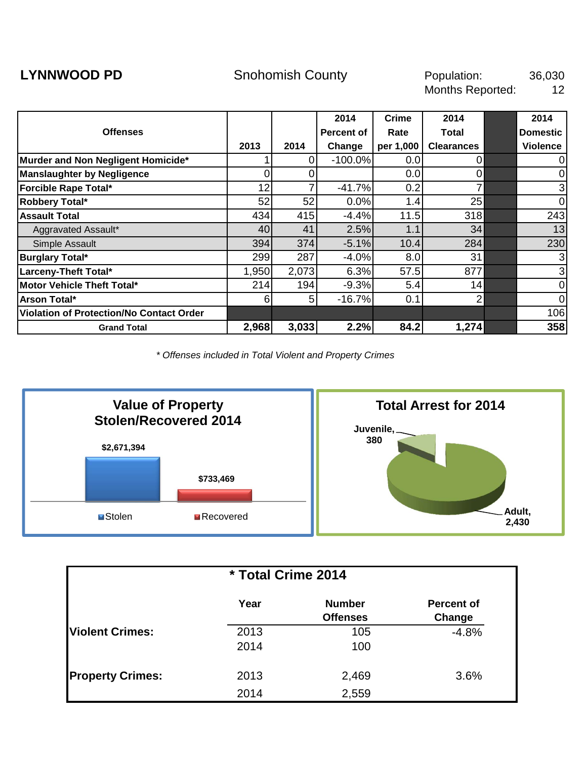**LYNNWOOD PD** Snohomish County

Population: 36,030
Months Reported: 12

| Offenses | 2013 | 2014 | 2014 Percent of Change | Crime Rate per 1,000 | 2014 Total Clearances | | 2014 Domestic Violence |
|---|---|---|---|---|---|---|---|
| **Murder and Non Negligent Homicide*** | 1 | 0 | -100.0% | 0.0 | 0 | | 0 |
| **Manslaughter by Negligence** | 0 | 0 | | 0.0 | 0 | | 0 |
| **Forcible Rape Total*** | 12 | 7 | -41.7% | 0.2 | 7 | | 3 |
| **Robbery Total*** | 52 | 52 | 0.0% | 1.4 | 25 | | 0 |
| **Assault Total** | 434 | 415 | -4.4% | 11.5 | 318 | | 243 |
| Aggravated Assault* | 40 | 41 | 2.5% | 1.1 | 34 | | 13 |
| Simple Assault | 394 | 374 | -5.1% | 10.4 | 284 | | 230 |
| **Burglary Total*** | 299 | 287 | -4.0% | 8.0 | 31 | | 3 |
| **Larceny-Theft Total*** | 1,950 | 2,073 | 6.3% | 57.5 | 877 | | 3 |
| **Motor Vehicle Theft Total*** | 214 | 194 | -9.3% | 5.4 | 14 | | 0 |
| **Arson Total*** | 6 | 5 | -16.7% | 0.1 | 2 | | 0 |
| **Violation of Protection/No Contact Order** | | | | | | | 106 |
| **Grand Total** | **2,968** | **3,033** | **2.2%** | **84.2** | **1,274** | | **358** |

*\* Offenses included in Total Violent and Property Crimes*

**Value of Property Stolen/Recovered 2014**

- Stolen: $2,671,394
- Recovered: $733,469

**Total Arrest for 2014**

- Juvenile, 380
- Adult, 2,430

**\* Total Crime 2014**

| | Year | Number Offenses | Percent of Change |
|---|---|---|---|
| **Violent Crimes:** | 2013 | 105 | -4.8% |
| | 2014 | 100 | |
| **Property Crimes:** | 2013 | 2,469 | 3.6% |
| | 2014 | 2,559 | |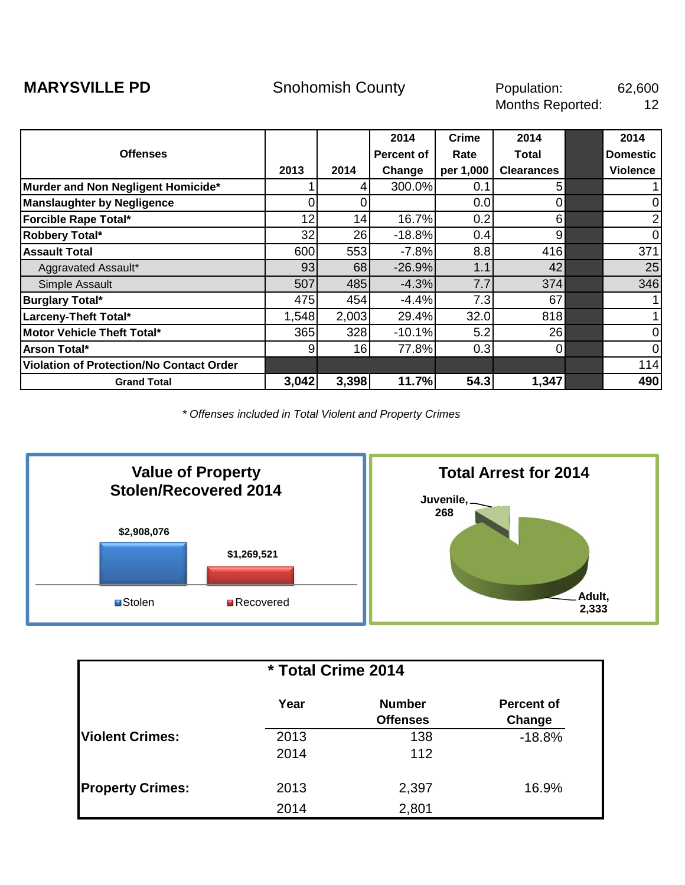**MARYSVILLE PD** Snohomish County

Population: 62,600
Months Reported: 12

| Offenses | 2013 | 2014 | 2014 Percent of Change | Crime Rate per 1,000 | 2014 Total Clearances | | 2014 Domestic Violence |
|---|---|---|---|---|---|---|---|
| **Murder and Non Negligent Homicide*** | 1 | 4 | 300.0% | 0.1 | 5 | | 1 |
| **Manslaughter by Negligence** | 0 | 0 | | 0.0 | 0 | | 0 |
| **Forcible Rape Total*** | 12 | 14 | 16.7% | 0.2 | 6 | | 2 |
| **Robbery Total*** | 32 | 26 | -18.8% | 0.4 | 9 | | 0 |
| **Assault Total** | 600 | 553 | -7.8% | 8.8 | 416 | | 371 |
| Aggravated Assault* | 93 | 68 | -26.9% | 1.1 | 42 | | 25 |
| Simple Assault | 507 | 485 | -4.3% | 7.7 | 374 | | 346 |
| **Burglary Total*** | 475 | 454 | -4.4% | 7.3 | 67 | | 1 |
| **Larceny-Theft Total*** | 1,548 | 2,003 | 29.4% | 32.0 | 818 | | 1 |
| **Motor Vehicle Theft Total*** | 365 | 328 | -10.1% | 5.2 | 26 | | 0 |
| **Arson Total*** | 9 | 16 | 77.8% | 0.3 | 0 | | 0 |
| **Violation of Protection/No Contact Order** | | | | | | | 114 |
| **Grand Total** | **3,042** | **3,398** | **11.7%** | **54.3** | **1,347** | | **490** |

*\* Offenses included in Total Violent and Property Crimes*

**Value of Property Stolen/Recovered 2014**

- Stolen: $2,908,076
- Recovered: $1,269,521

**Total Arrest for 2014**

- Juvenile, 268
- Adult, 2,333

**\* Total Crime 2014**

| | Year | Number Offenses | Percent of Change |
|---|---|---|---|
| **Violent Crimes:** | 2013 | 138 | -18.8% |
| | 2014 | 112 | |
| **Property Crimes:** | 2013 | 2,397 | 16.9% |
| | 2014 | 2,801 | |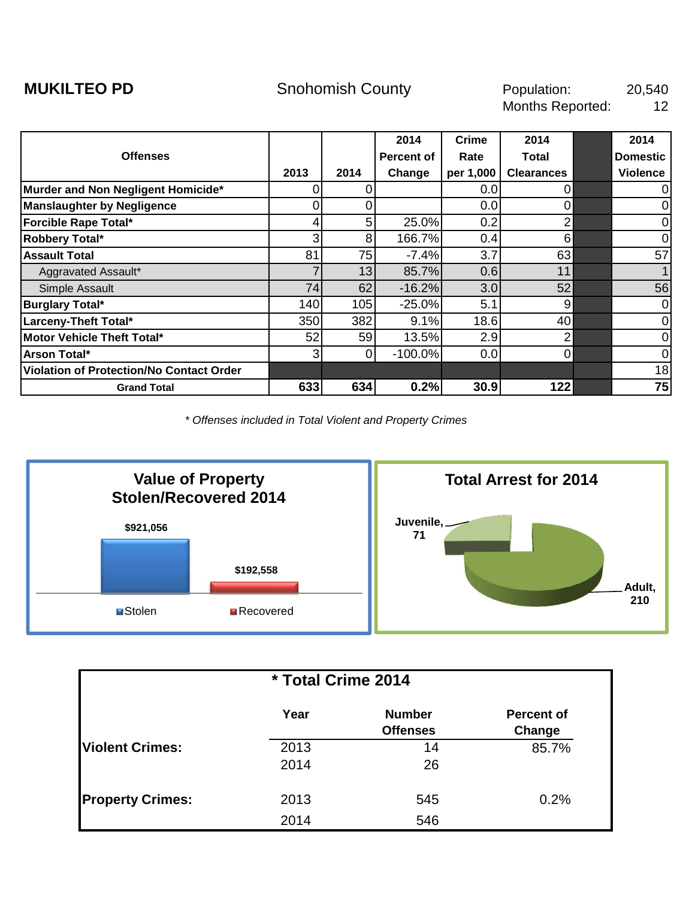**MUKILTEO PD** Snohomish County

Population: 20,540
Months Reported: 12

| Offenses | 2013 | 2014 | 2014 Percent of Change | Crime Rate per 1,000 | 2014 Total Clearances | | 2014 Domestic Violence |
|---|---|---|---|---|---|---|---|
| **Murder and Non Negligent Homicide*** | 0 | 0 | | 0.0 | 0 | | 0 |
| **Manslaughter by Negligence** | 0 | 0 | | 0.0 | 0 | | 0 |
| **Forcible Rape Total*** | 4 | 5 | 25.0% | 0.2 | 2 | | 0 |
| **Robbery Total*** | 3 | 8 | 166.7% | 0.4 | 6 | | 0 |
| **Assault Total** | 81 | 75 | -7.4% | 3.7 | 63 | | 57 |
| Aggravated Assault* | 7 | 13 | 85.7% | 0.6 | 11 | | 1 |
| Simple Assault | 74 | 62 | -16.2% | 3.0 | 52 | | 56 |
| **Burglary Total*** | 140 | 105 | -25.0% | 5.1 | 9 | | 0 |
| **Larceny-Theft Total*** | 350 | 382 | 9.1% | 18.6 | 40 | | 0 |
| **Motor Vehicle Theft Total*** | 52 | 59 | 13.5% | 2.9 | 2 | | 0 |
| **Arson Total*** | 3 | 0 | -100.0% | 0.0 | 0 | | 0 |
| **Violation of Protection/No Contact Order** | | | | | | | 18 |
| **Grand Total** | **633** | **634** | **0.2%** | **30.9** | **122** | | **75** |

*\* Offenses included in Total Violent and Property Crimes*

**Value of Property Stolen/Recovered 2014**

- Stolen: $921,056
- Recovered: $192,558

**Total Arrest for 2014**

- Juvenile, 71
- Adult, 210

**\* Total Crime 2014**

| | Year | Number Offenses | Percent of Change |
|---|---|---|---|
| **Violent Crimes:** | 2013 | 14 | 85.7% |
| | 2014 | 26 | |
| **Property Crimes:** | 2013 | 545 | 0.2% |
| | 2014 | 546 | |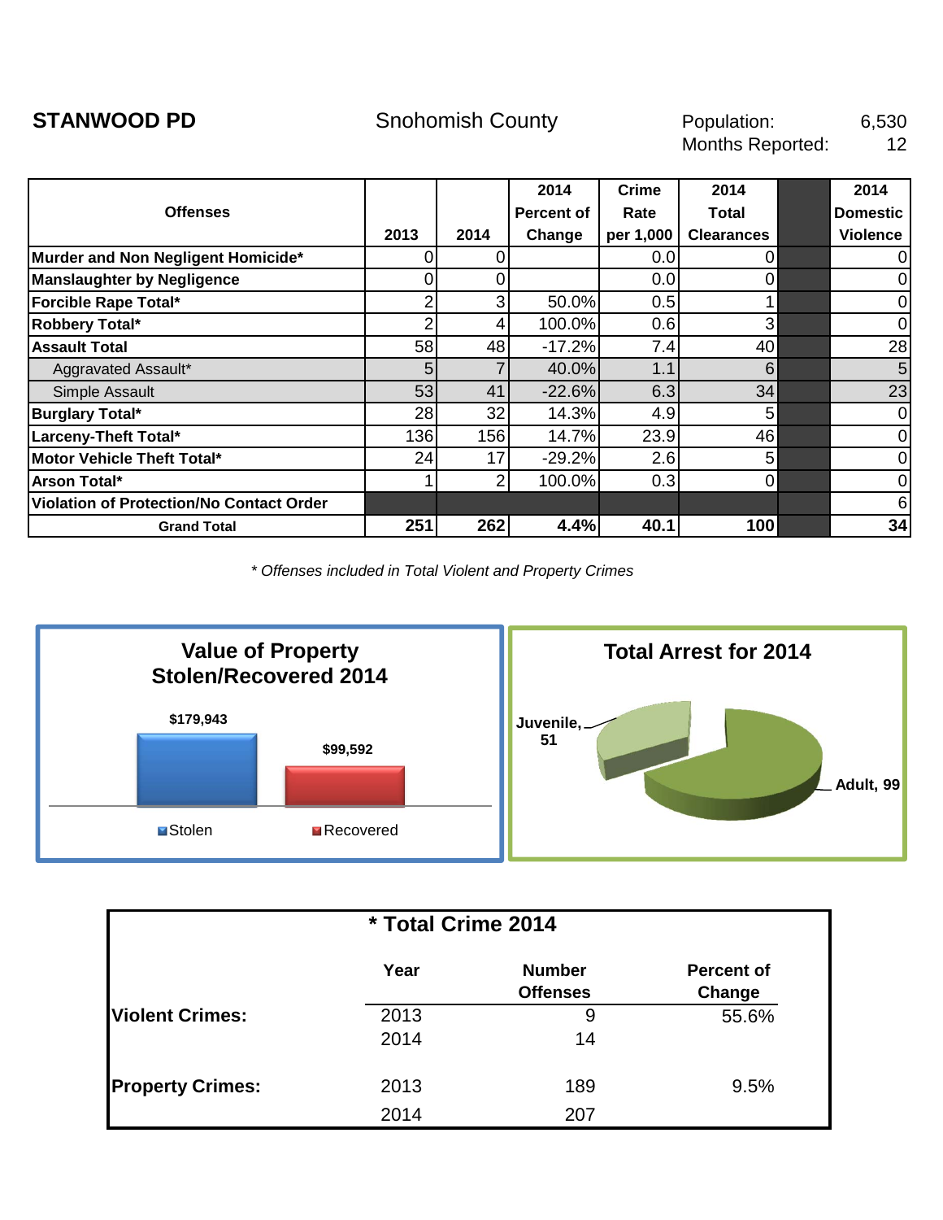**STANWOOD PD** Snohomish County

Population: 6,530
Months Reported: 12

| Offenses | 2013 | 2014 | 2014 Percent of Change | Crime Rate per 1,000 | 2014 Total Clearances | | 2014 Domestic Violence |
|---|---|---|---|---|---|---|---|
| **Murder and Non Negligent Homicide*** | 0 | 0 | | 0.0 | 0 | | 0 |
| **Manslaughter by Negligence** | 0 | 0 | | 0.0 | 0 | | 0 |
| **Forcible Rape Total*** | 2 | 3 | 50.0% | 0.5 | 1 | | 0 |
| **Robbery Total*** | 2 | 4 | 100.0% | 0.6 | 3 | | 0 |
| **Assault Total** | 58 | 48 | -17.2% | 7.4 | 40 | | 28 |
| Aggravated Assault* | 5 | 7 | 40.0% | 1.1 | 6 | | 5 |
| Simple Assault | 53 | 41 | -22.6% | 6.3 | 34 | | 23 |
| **Burglary Total*** | 28 | 32 | 14.3% | 4.9 | 5 | | 0 |
| **Larceny-Theft Total*** | 136 | 156 | 14.7% | 23.9 | 46 | | 0 |
| **Motor Vehicle Theft Total*** | 24 | 17 | -29.2% | 2.6 | 5 | | 0 |
| **Arson Total*** | 1 | 2 | 100.0% | 0.3 | 0 | | 0 |
| **Violation of Protection/No Contact Order** | | | | | | | 6 |
| **Grand Total** | **251** | **262** | **4.4%** | **40.1** | **100** | | **34** |

*\* Offenses included in Total Violent and Property Crimes*

**Value of Property Stolen/Recovered 2014**

Stolen: $179,943
Recovered: $99,592

**Total Arrest for 2014**

Juvenile, 51
Adult, 99

**\* Total Crime 2014**

| | Year | Number Offenses | Percent of Change |
|---|---|---|---|
| **Violent Crimes:** | 2013 | 9 | 55.6% |
| | 2014 | 14 | |
| **Property Crimes:** | 2013 | 189 | 9.5% |
| | 2014 | 207 | |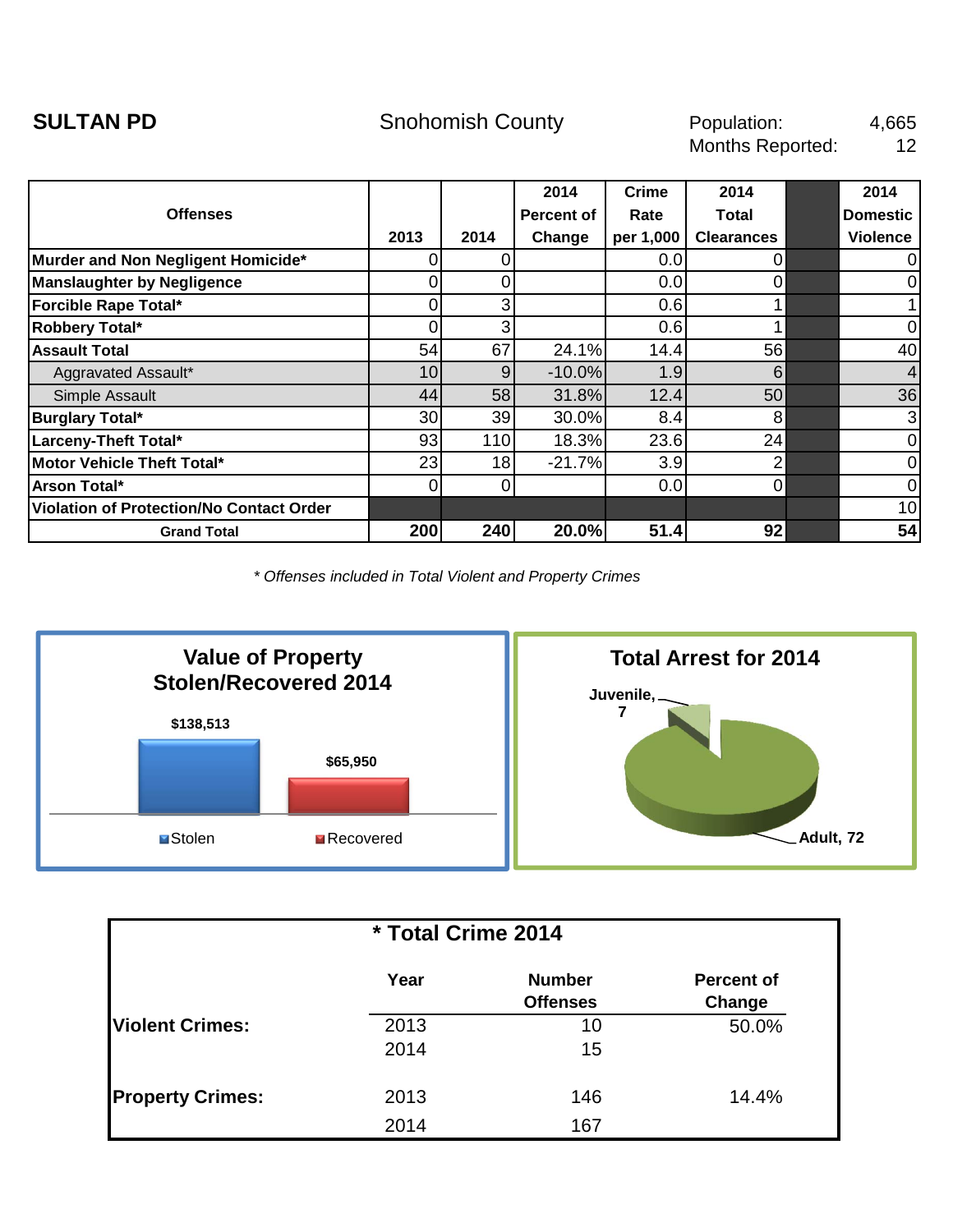**SULTAN PD** Snohomish County

Population: 4,665
Months Reported: 12

| Offenses | 2013 | 2014 | 2014 Percent of Change | Crime Rate per 1,000 | 2014 Total Clearances | | 2014 Domestic Violence |
|---|---|---|---|---|---|---|---|
| **Murder and Non Negligent Homicide*** | 0 | 0 | | 0.0 | 0 | | 0 |
| **Manslaughter by Negligence** | 0 | 0 | | 0.0 | 0 | | 0 |
| **Forcible Rape Total*** | 0 | 3 | | 0.6 | 1 | | 1 |
| **Robbery Total*** | 0 | 3 | | 0.6 | 1 | | 0 |
| **Assault Total** | 54 | 67 | 24.1% | 14.4 | 56 | | 40 |
| Aggravated Assault* | 10 | 9 | -10.0% | 1.9 | 6 | | 4 |
| Simple Assault | 44 | 58 | 31.8% | 12.4 | 50 | | 36 |
| **Burglary Total*** | 30 | 39 | 30.0% | 8.4 | 8 | | 3 |
| **Larceny-Theft Total*** | 93 | 110 | 18.3% | 23.6 | 24 | | 0 |
| **Motor Vehicle Theft Total*** | 23 | 18 | -21.7% | 3.9 | 2 | | 0 |
| **Arson Total*** | 0 | 0 | | 0.0 | 0 | | 0 |
| **Violation of Protection/No Contact Order** | | | | | | | 10 |
| **Grand Total** | **200** | **240** | **20.0%** | **51.4** | **92** | | **54** |

*\* Offenses included in Total Violent and Property Crimes*

**Value of Property Stolen/Recovered 2014**

- Stolen: $138,513
- Recovered: $65,950

**Total Arrest for 2014**

- Juvenile, 7
- Adult, 72

**\* Total Crime 2014**

| | Year | Number Offenses | Percent of Change |
|---|---|---|---|
| **Violent Crimes:** | 2013 | 10 | 50.0% |
| | 2014 | 15 | |
| **Property Crimes:** | 2013 | 146 | 14.4% |
| | 2014 | 167 | |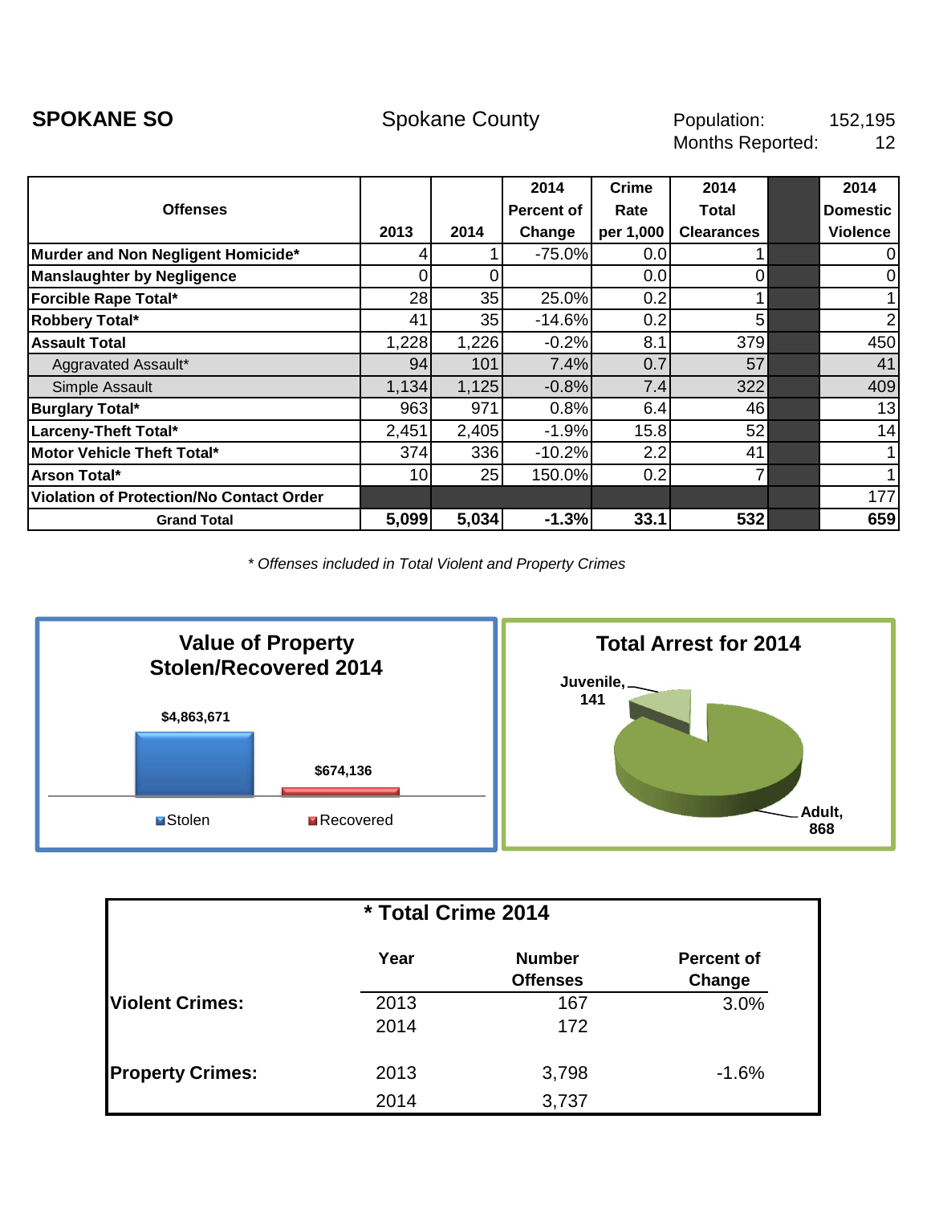**SPOKANE SO** Spokane County Population: 152,195
Months Reported: 12

| Offenses | 2013 | 2014 | 2014 Percent of Change | Crime Rate per 1,000 | 2014 Total Clearances | | 2014 Domestic Violence |
|---|---|---|---|---|---|---|---|
| Murder and Non Negligent Homicide* | 4 | 1 | -75.0% | 0.0 | 1 | | 0 |
| Manslaughter by Negligence | 0 | 0 | | 0.0 | 0 | | 0 |
| Forcible Rape Total* | 28 | 35 | 25.0% | 0.2 | 1 | | 1 |
| Robbery Total* | 41 | 35 | -14.6% | 0.2 | 5 | | 2 |
| Assault Total | 1,228 | 1,226 | -0.2% | 8.1 | 379 | | 450 |
| Aggravated Assault* | 94 | 101 | 7.4% | 0.7 | 57 | | 41 |
| Simple Assault | 1,134 | 1,125 | -0.8% | 7.4 | 322 | | 409 |
| Burglary Total* | 963 | 971 | 0.8% | 6.4 | 46 | | 13 |
| Larceny-Theft Total* | 2,451 | 2,405 | -1.9% | 15.8 | 52 | | 14 |
| Motor Vehicle Theft Total* | 374 | 336 | -10.2% | 2.2 | 41 | | 1 |
| Arson Total* | 10 | 25 | 150.0% | 0.2 | 7 | | 1 |
| Violation of Protection/No Contact Order | | | | | | | 177 |
| **Grand Total** | **5,099** | **5,034** | **-1.3%** | **33.1** | **532** | | **659** |

*\* Offenses included in Total Violent and Property Crimes*

**Value of Property Stolen/Recovered 2014**

- Stolen: $4,863,671
- Recovered: $674,136

**Total Arrest for 2014**

- Juvenile, 141
- Adult, 868

**\* Total Crime 2014**

| | Year | Number Offenses | Percent of Change |
|---|---|---|---|
| **Violent Crimes:** | 2013 | 167 | 3.0% |
| | 2014 | 172 | |
| **Property Crimes:** | 2013 | 3,798 | -1.6% |
| | 2014 | 3,737 | |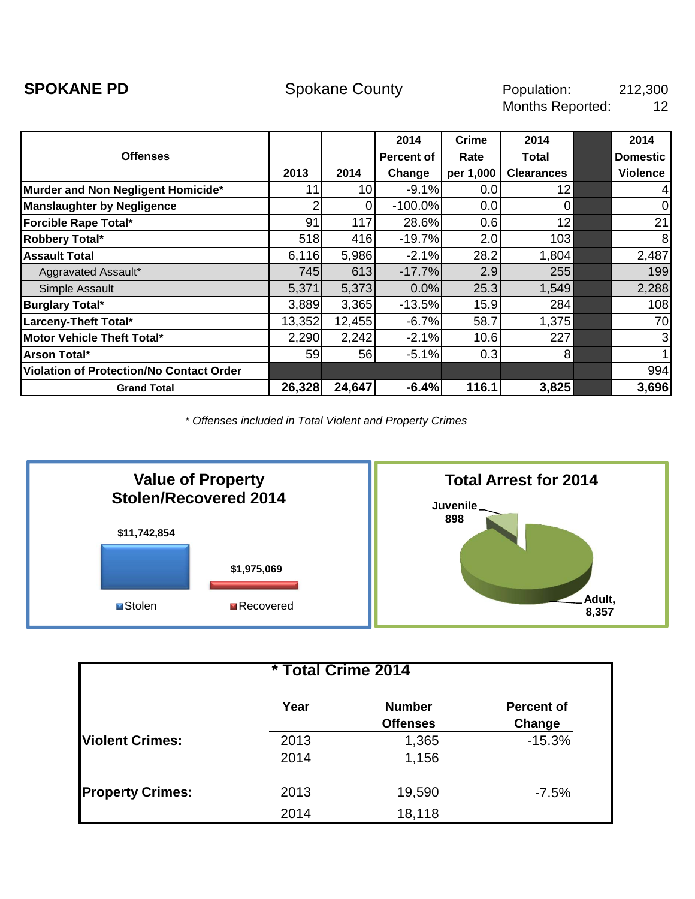**SPOKANE PD** Spokane County Population: 212,300
Months Reported: 12

| Offenses | 2013 | 2014 | 2014 Percent of Change | Crime Rate per 1,000 | 2014 Total Clearances | | 2014 Domestic Violence |
|---|---|---|---|---|---|---|---|
| **Murder and Non Negligent Homicide*** | 11 | 10 | -9.1% | 0.0 | 12 | | 4 |
| **Manslaughter by Negligence** | 2 | 0 | -100.0% | 0.0 | 0 | | 0 |
| **Forcible Rape Total*** | 91 | 117 | 28.6% | 0.6 | 12 | | 21 |
| **Robbery Total*** | 518 | 416 | -19.7% | 2.0 | 103 | | 8 |
| **Assault Total** | 6,116 | 5,986 | -2.1% | 28.2 | 1,804 | | 2,487 |
| Aggravated Assault* | 745 | 613 | -17.7% | 2.9 | 255 | | 199 |
| Simple Assault | 5,371 | 5,373 | 0.0% | 25.3 | 1,549 | | 2,288 |
| **Burglary Total*** | 3,889 | 3,365 | -13.5% | 15.9 | 284 | | 108 |
| **Larceny-Theft Total*** | 13,352 | 12,455 | -6.7% | 58.7 | 1,375 | | 70 |
| **Motor Vehicle Theft Total*** | 2,290 | 2,242 | -2.1% | 10.6 | 227 | | 3 |
| **Arson Total*** | 59 | 56 | -5.1% | 0.3 | 8 | | 1 |
| **Violation of Protection/No Contact Order** | | | | | | | 994 |
| **Grand Total** | **26,328** | **24,647** | **-6.4%** | **116.1** | **3,825** | | **3,696** |

*\* Offenses included in Total Violent and Property Crimes*

**Value of Property Stolen/Recovered 2014**

- Stolen: $11,742,854
- Recovered: $1,975,069

**Total Arrest for 2014**

- Juvenile: 898
- Adult: 8,357

**\* Total Crime 2014**

| | Year | Number Offenses | Percent of Change |
|---|---|---|---|
| **Violent Crimes:** | 2013 | 1,365 | -15.3% |
| | 2014 | 1,156 | |
| **Property Crimes:** | 2013 | 19,590 | -7.5% |
| | 2014 | 18,118 | |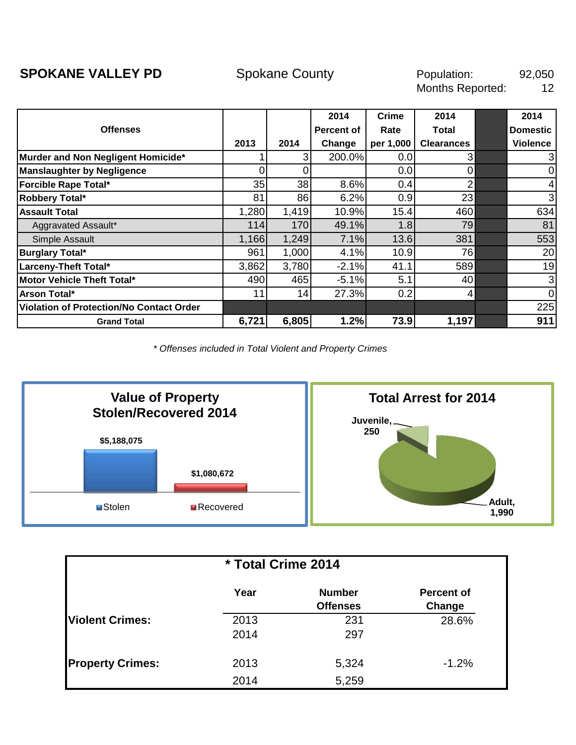**SPOKANE VALLEY PD** Spokane County Population: 92,050
Months Reported: 12

| Offenses | 2013 | 2014 | 2014 Percent of Change | Crime Rate per 1,000 | 2014 Total Clearances | | 2014 Domestic Violence |
|---|---|---|---|---|---|---|---|
| **Murder and Non Negligent Homicide*** | 1 | 3 | 200.0% | 0.0 | 3 | | 3 |
| **Manslaughter by Negligence** | 0 | 0 | | 0.0 | 0 | | 0 |
| **Forcible Rape Total*** | 35 | 38 | 8.6% | 0.4 | 2 | | 4 |
| **Robbery Total*** | 81 | 86 | 6.2% | 0.9 | 23 | | 3 |
| **Assault Total** | 1,280 | 1,419 | 10.9% | 15.4 | 460 | | 634 |
| Aggravated Assault* | 114 | 170 | 49.1% | 1.8 | 79 | | 81 |
| Simple Assault | 1,166 | 1,249 | 7.1% | 13.6 | 381 | | 553 |
| **Burglary Total*** | 961 | 1,000 | 4.1% | 10.9 | 76 | | 20 |
| **Larceny-Theft Total*** | 3,862 | 3,780 | -2.1% | 41.1 | 589 | | 19 |
| **Motor Vehicle Theft Total*** | 490 | 465 | -5.1% | 5.1 | 40 | | 3 |
| **Arson Total*** | 11 | 14 | 27.3% | 0.2 | 4 | | 0 |
| **Violation of Protection/No Contact Order** | | | | | | | 225 |
| **Grand Total** | **6,721** | **6,805** | **1.2%** | **73.9** | **1,197** | | **911** |

*\* Offenses included in Total Violent and Property Crimes*

**Value of Property Stolen/Recovered 2014**

$5,188,075

$1,080,672

Stolen

Recovered

**Total Arrest for 2014**

Juvenile, 250

Adult, 1,990

**\* Total Crime 2014**

| | Year | Number Offenses | Percent of Change |
|---|---|---|---|
| **Violent Crimes:** | 2013 | 231 | 28.6% |
| | 2014 | 297 | |
| **Property Crimes:** | 2013 | 5,324 | -1.2% |
| | 2014 | 5,259 | |